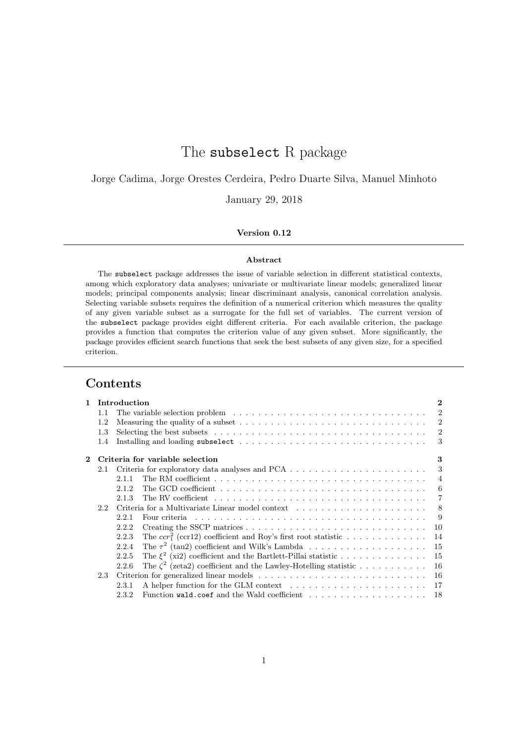# The `subselect` R package

Jorge Cadima, Jorge Orestes Cerdeira, Pedro Duarte Silva, Manuel Minhoto

January 29, 2018

**Version 0.12**

**Abstract**

The `subselect` package addresses the issue of variable selection in different statistical contexts, among which exploratory data analyses; univariate or multivariate linear models; generalized linear models; principal components analysis; linear discriminant analysis, canonical correlation analysis. Selecting variable subsets requires the definition of a numerical criterion which measures the quality of any given variable subset as a surrogate for the full set of variables. The current version of the `subselect` package provides eight different criteria. For each available criterion, the package provides a function that computes the criterion value of any given subset. More significantly, the package provides efficient search functions that seek the best subsets of any given size, for a specified criterion.

## Contents

- **1 Introduction** — 2
  - 1.1 The variable selection problem — 2
  - 1.2 Measuring the quality of a subset — 2
  - 1.3 Selecting the best subsets — 2
  - 1.4 Installing and loading `subselect` — 3
- **2 Criteria for variable selection** — 3
  - 2.1 Criteria for exploratory data analyses and PCA — 3
    - 2.1.1 The RM coefficient — 4
    - 2.1.2 The GCD coefficient — 6
    - 2.1.3 The RV coefficient — 7
  - 2.2 Criteria for a Multivariate Linear model context — 8
    - 2.2.1 Four criteria — 9
    - 2.2.2 Creating the SSCP matrices — 10
    - 2.2.3 The $ccr_1^2$ (ccr12) coefficient and Roy's first root statistic — 14
    - 2.2.4 The $\tau^2$ (tau2) coefficient and Wilk's Lambda — 15
    - 2.2.5 The $\xi^2$ (xi2) coefficient and the Bartlett-Pillai statistic — 15
    - 2.2.6 The $\zeta^2$ (zeta2) coefficient and the Lawley-Hotelling statistic — 16
  - 2.3 Criterion for generalized linear models — 16
    - 2.3.1 A helper function for the GLM context — 17
    - 2.3.2 Function `wald.coef` and the Wald coefficient — 18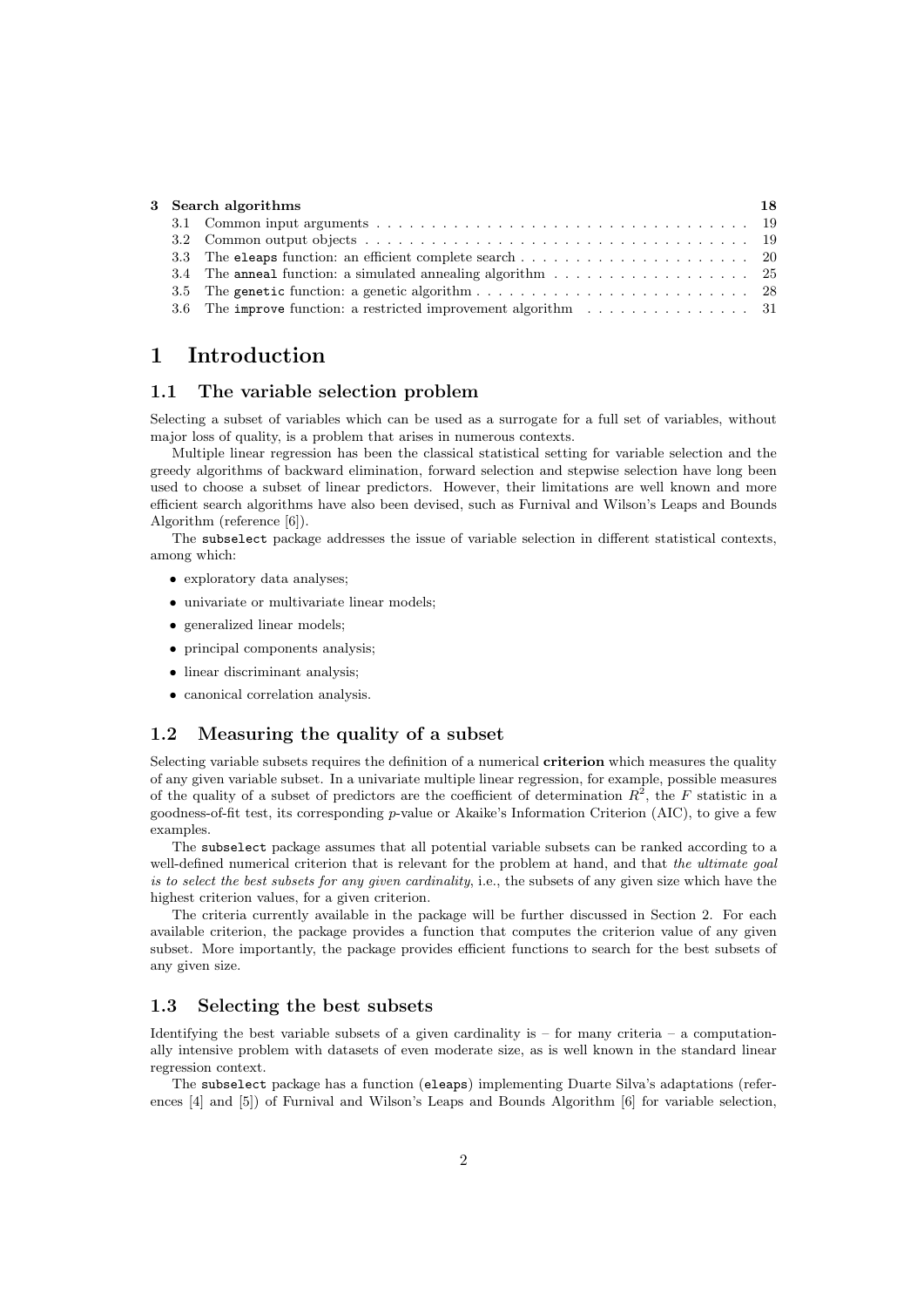| | | |
|---|---|---|
| **3** | **Search algorithms** | **18** |
| 3.1 | Common input arguments | 19 |
| 3.2 | Common output objects | 19 |
| 3.3 | The `eleaps` function: an efficient complete search | 20 |
| 3.4 | The `anneal` function: a simulated annealing algorithm | 25 |
| 3.5 | The `genetic` function: a genetic algorithm | 28 |
| 3.6 | The `improve` function: a restricted improvement algorithm | 31 |

# 1 Introduction

## 1.1 The variable selection problem

Selecting a subset of variables which can be used as a surrogate for a full set of variables, without major loss of quality, is a problem that arises in numerous contexts.

Multiple linear regression has been the classical statistical setting for variable selection and the greedy algorithms of backward elimination, forward selection and stepwise selection have long been used to choose a subset of linear predictors. However, their limitations are well known and more efficient search algorithms have also been devised, such as Furnival and Wilson's Leaps and Bounds Algorithm (reference [6]).

The `subselect` package addresses the issue of variable selection in different statistical contexts, among which:

- exploratory data analyses;
- univariate or multivariate linear models;
- generalized linear models;
- principal components analysis;
- linear discriminant analysis;
- canonical correlation analysis.

## 1.2 Measuring the quality of a subset

Selecting variable subsets requires the definition of a numerical **criterion** which measures the quality of any given variable subset. In a univariate multiple linear regression, for example, possible measures of the quality of a subset of predictors are the coefficient of determination $R^2$, the $F$ statistic in a goodness-of-fit test, its corresponding $p$-value or Akaike's Information Criterion (AIC), to give a few examples.

The `subselect` package assumes that all potential variable subsets can be ranked according to a well-defined numerical criterion that is relevant for the problem at hand, and that *the ultimate goal is to select the best subsets for any given cardinality*, i.e., the subsets of any given size which have the highest criterion values, for a given criterion.

The criteria currently available in the package will be further discussed in Section 2. For each available criterion, the package provides a function that computes the criterion value of any given subset. More importantly, the package provides efficient functions to search for the best subsets of any given size.

## 1.3 Selecting the best subsets

Identifying the best variable subsets of a given cardinality is – for many criteria – a computationally intensive problem with datasets of even moderate size, as is well known in the standard linear regression context.

The `subselect` package has a function (`eleaps`) implementing Duarte Silva's adaptations (references [4] and [5]) of Furnival and Wilson's Leaps and Bounds Algorithm [6] for variable selection,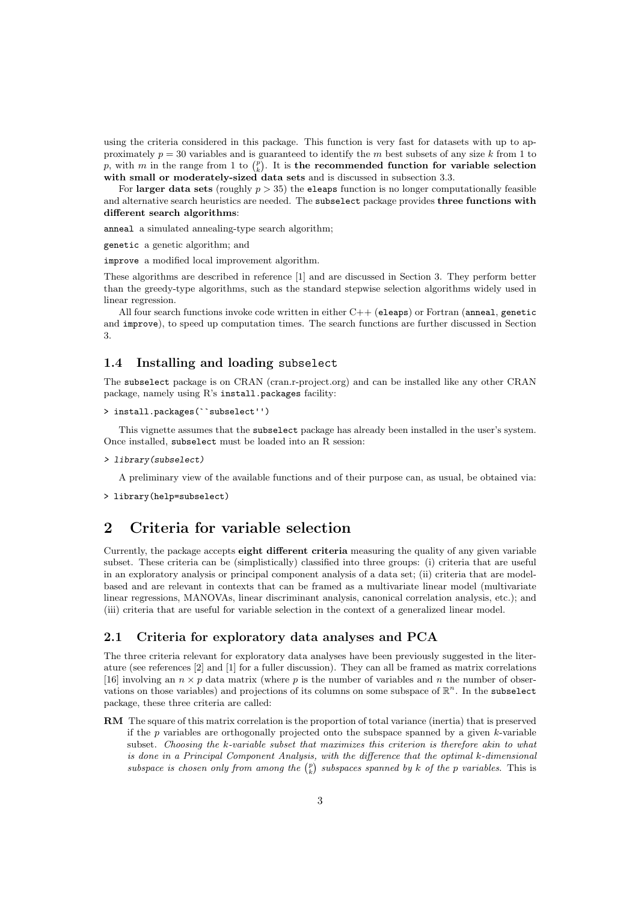using the criteria considered in this package. This function is very fast for datasets with up to approximately $p = 30$ variables and is guaranteed to identify the $m$ best subsets of any size $k$ from 1 to $p$, with $m$ in the range from 1 to $\binom{p}{k}$. It is **the recommended function for variable selection with small or moderately-sized data sets** and is discussed in subsection 3.3.

For **larger data sets** (roughly $p > 35$) the `eleaps` function is no longer computationally feasible and alternative search heuristics are needed. The `subselect` package provides **three functions with different search algorithms**:

`anneal` a simulated annealing-type search algorithm;

`genetic` a genetic algorithm; and

`improve` a modified local improvement algorithm.

These algorithms are described in reference [1] and are discussed in Section 3. They perform better than the greedy-type algorithms, such as the standard stepwise selection algorithms widely used in linear regression.

All four search functions invoke code written in either C++ (`eleaps`) or Fortran (`anneal`, `genetic` and `improve`), to speed up computation times. The search functions are further discussed in Section 3.

### 1.4 Installing and loading `subselect`

The `subselect` package is on CRAN (cran.r-project.org) and can be installed like any other CRAN package, namely using R's `install.packages` facility:

```
> install.packages(``subselect'')
```

This vignette assumes that the `subselect` package has already been installed in the user's system. Once installed, `subselect` must be loaded into an R session:

```
> library(subselect)
```

A preliminary view of the available functions and of their purpose can, as usual, be obtained via:

```
> library(help=subselect)
```

## 2 Criteria for variable selection

Currently, the package accepts **eight different criteria** measuring the quality of any given variable subset. These criteria can be (simplistically) classified into three groups: (i) criteria that are useful in an exploratory analysis or principal component analysis of a data set; (ii) criteria that are model-based and are relevant in contexts that can be framed as a multivariate linear model (multivariate linear regressions, MANOVAs, linear discriminant analysis, canonical correlation analysis, etc.); and (iii) criteria that are useful for variable selection in the context of a generalized linear model.

### 2.1 Criteria for exploratory data analyses and PCA

The three criteria relevant for exploratory data analyses have been previously suggested in the literature (see references [2] and [1] for a fuller discussion). They can all be framed as matrix correlations [16] involving an $n \times p$ data matrix (where $p$ is the number of variables and $n$ the number of observations on those variables) and projections of its columns on some subspace of $\mathbb{R}^n$. In the `subselect` package, these three criteria are called:

**RM** The square of this matrix correlation is the proportion of total variance (inertia) that is preserved if the $p$ variables are orthogonally projected onto the subspace spanned by a given $k$-variable subset. *Choosing the $k$-variable subset that maximizes this criterion is therefore akin to what is done in a Principal Component Analysis, with the difference that the optimal $k$-dimensional subspace is chosen only from among the $\binom{p}{k}$ subspaces spanned by $k$ of the $p$ variables*. This is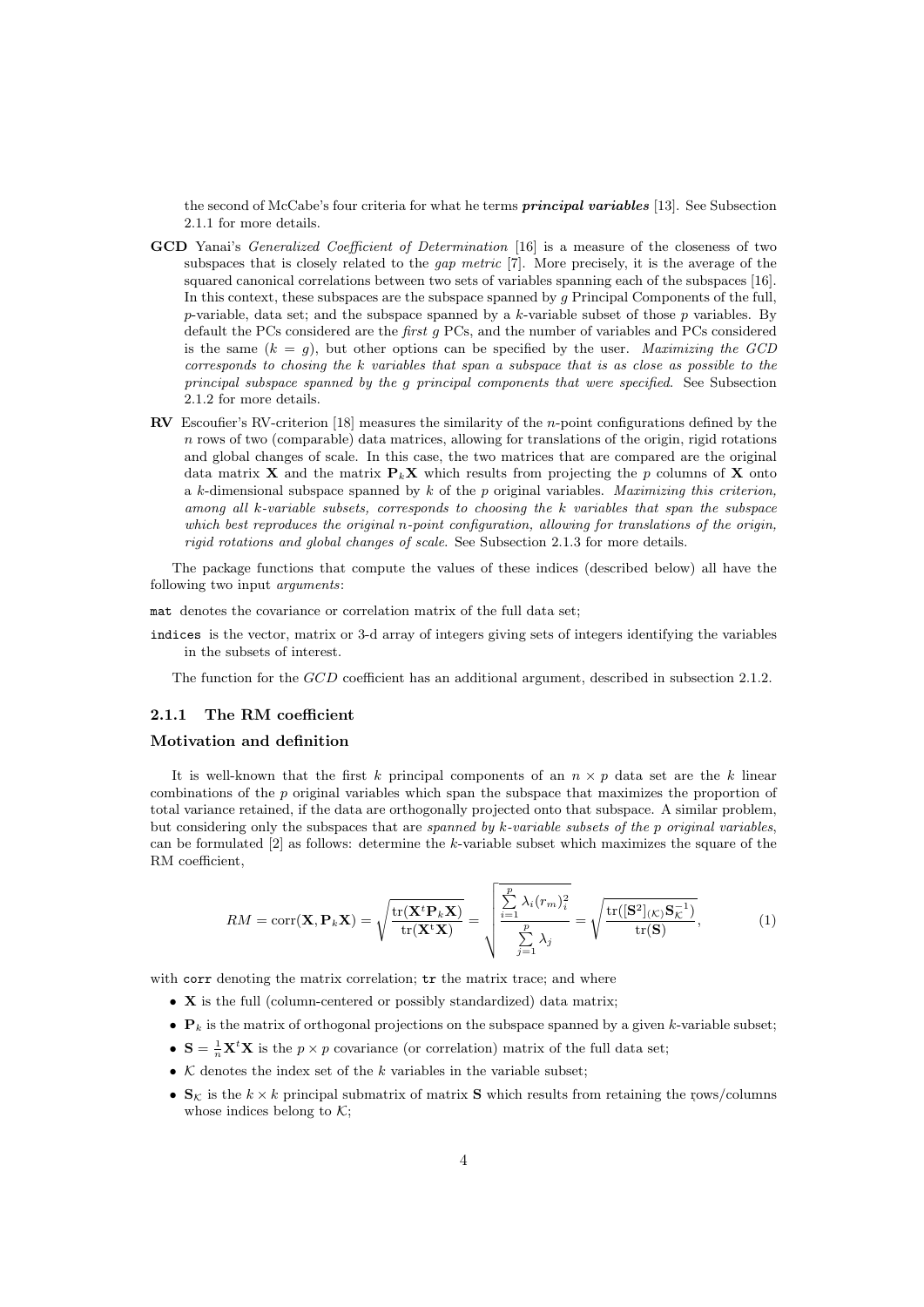the second of McCabe's four criteria for what he terms ***principal variables*** [13]. See Subsection 2.1.1 for more details.

**GCD** Yanai's *Generalized Coefficient of Determination* [16] is a measure of the closeness of two subspaces that is closely related to the *gap metric* [7]. More precisely, it is the average of the squared canonical correlations between two sets of variables spanning each of the subspaces [16]. In this context, these subspaces are the subspace spanned by $g$ Principal Components of the full, $p$-variable, data set; and the subspace spanned by a $k$-variable subset of those $p$ variables. By default the PCs considered are the *first* $g$ PCs, and the number of variables and PCs considered is the same ($k = g$), but other options can be specified by the user. *Maximizing the GCD corresponds to chosing the k variables that span a subspace that is as close as possible to the principal subspace spanned by the g principal components that were specified.* See Subsection 2.1.2 for more details.

**RV** Escoufier's RV-criterion [18] measures the similarity of the $n$-point configurations defined by the $n$ rows of two (comparable) data matrices, allowing for translations of the origin, rigid rotations and global changes of scale. In this case, the two matrices that are compared are the original data matrix $\mathbf{X}$ and the matrix $\mathbf{P}_k\mathbf{X}$ which results from projecting the $p$ columns of $\mathbf{X}$ onto a $k$-dimensional subspace spanned by $k$ of the $p$ original variables. *Maximizing this criterion, among all k-variable subsets, corresponds to choosing the k variables that span the subspace which best reproduces the original n-point configuration, allowing for translations of the origin, rigid rotations and global changes of scale.* See Subsection 2.1.3 for more details.

The package functions that compute the values of these indices (described below) all have the following two input *arguments*:

`mat` denotes the covariance or correlation matrix of the full data set;

`indices` is the vector, matrix or 3-d array of integers giving sets of integers identifying the variables in the subsets of interest.

The function for the *GCD* coefficient has an additional argument, described in subsection 2.1.2.

### 2.1.1 The RM coefficient

#### Motivation and definition

It is well-known that the first $k$ principal components of an $n \times p$ data set are the $k$ linear combinations of the $p$ original variables which span the subspace that maximizes the proportion of total variance retained, if the data are orthogonally projected onto that subspace. A similar problem, but considering only the subspaces that are *spanned by k-variable subsets of the p original variables*, can be formulated [2] as follows: determine the $k$-variable subset which maximizes the square of the RM coefficient,

$$RM = \operatorname{corr}(\mathbf{X}, \mathbf{P}_k\mathbf{X}) = \sqrt{\frac{\operatorname{tr}(\mathbf{X}^t\mathbf{P}_k\mathbf{X})}{\operatorname{tr}(\mathbf{X}^t\mathbf{X})}} = \sqrt{\frac{\sum_{i=1}^{p} \lambda_i (r_m)_i^2}{\sum_{j=1}^{p} \lambda_j}} = \sqrt{\frac{\operatorname{tr}([\mathbf{S}^2]_{(\mathcal{K})}\mathbf{S}_{\mathcal{K}}^{-1})}{\operatorname{tr}(\mathbf{S})}}, \tag{1}$$

with `corr` denoting the matrix correlation; `tr` the matrix trace; and where

- $\mathbf{X}$ is the full (column-centered or possibly standardized) data matrix;
- $\mathbf{P}_k$ is the matrix of orthogonal projections on the subspace spanned by a given $k$-variable subset;
- $\mathbf{S} = \frac{1}{n}\mathbf{X}^t\mathbf{X}$ is the $p \times p$ covariance (or correlation) matrix of the full data set;
- $\mathcal{K}$ denotes the index set of the $k$ variables in the variable subset;
- $\mathbf{S}_{\mathcal{K}}$ is the $k \times k$ principal submatrix of matrix $\mathbf{S}$ which results from retaining the rows/columns whose indices belong to $\mathcal{K}$;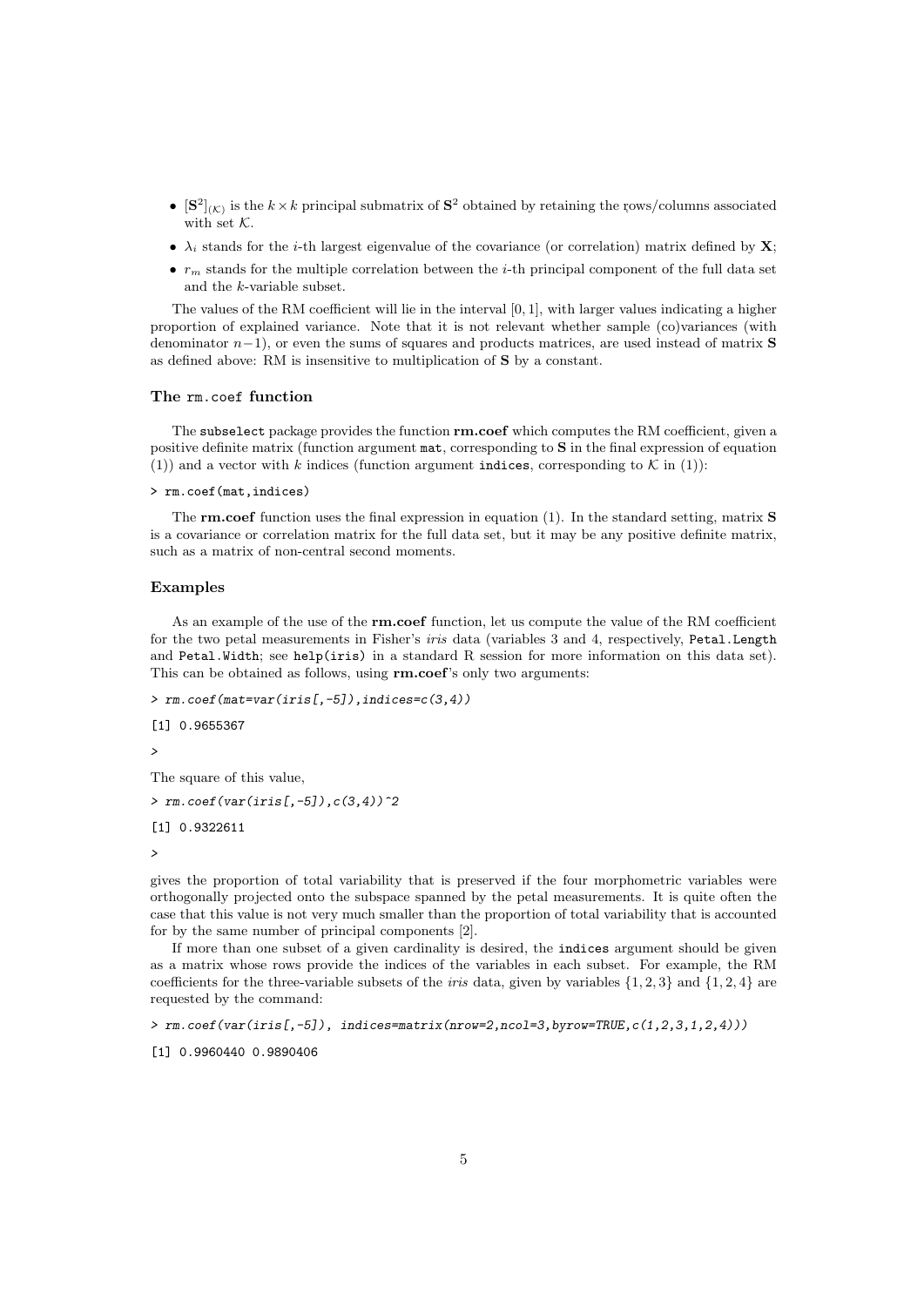- $[\mathbf{S}^2]_{(\mathcal{K})}$ is the $k \times k$ principal submatrix of $\mathbf{S}^2$ obtained by retaining the rows/columns associated with set $\mathcal{K}$.
- $\lambda_i$ stands for the $i$-th largest eigenvalue of the covariance (or correlation) matrix defined by $\mathbf{X}$;
- $r_m$ stands for the multiple correlation between the $i$-th principal component of the full data set and the $k$-variable subset.

The values of the RM coefficient will lie in the interval $[0, 1]$, with larger values indicating a higher proportion of explained variance. Note that it is not relevant whether sample (co)variances (with denominator $n-1$), or even the sums of squares and products matrices, are used instead of matrix $\mathbf{S}$ as defined above: RM is insensitive to multiplication of $\mathbf{S}$ by a constant.

### The `rm.coef` function

The `subselect` package provides the function **rm.coef** which computes the RM coefficient, given a positive definite matrix (function argument `mat`, corresponding to $\mathbf{S}$ in the final expression of equation (1)) and a vector with $k$ indices (function argument `indices`, corresponding to $\mathcal{K}$ in (1)):

```
> rm.coef(mat,indices)
```

The **rm.coef** function uses the final expression in equation (1). In the standard setting, matrix $\mathbf{S}$ is a covariance or correlation matrix for the full data set, but it may be any positive definite matrix, such as a matrix of non-central second moments.

### Examples

As an example of the use of the **rm.coef** function, let us compute the value of the RM coefficient for the two petal measurements in Fisher's *iris* data (variables 3 and 4, respectively, `Petal.Length` and `Petal.Width`; see `help(iris)` in a standard R session for more information on this data set). This can be obtained as follows, using **rm.coef**'s only two arguments:

```
> rm.coef(mat=var(iris[,-5]),indices=c(3,4))
[1] 0.9655367
>
```

The square of this value,

```
> rm.coef(var(iris[,-5]),c(3,4))^2
[1] 0.9322611
>
```

gives the proportion of total variability that is preserved if the four morphometric variables were orthogonally projected onto the subspace spanned by the petal measurements. It is quite often the case that this value is not very much smaller than the proportion of total variability that is accounted for by the same number of principal components [2].

If more than one subset of a given cardinality is desired, the `indices` argument should be given as a matrix whose rows provide the indices of the variables in each subset. For example, the RM coefficients for the three-variable subsets of the *iris* data, given by variables $\{1, 2, 3\}$ and $\{1, 2, 4\}$ are requested by the command:

```
> rm.coef(var(iris[,-5]), indices=matrix(nrow=2,ncol=3,byrow=TRUE,c(1,2,3,1,2,4)))
[1] 0.9960440 0.9890406
```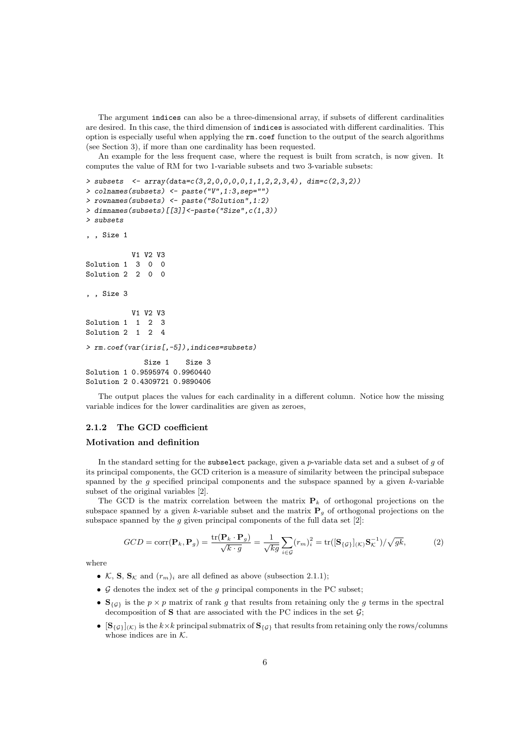The argument `indices` can also be a three-dimensional array, if subsets of different cardinalities are desired. In this case, the third dimension of `indices` is associated with different cardinalities. This option is especially useful when applying the `rm.coef` function to the output of the search algorithms (see Section 3), if more than one cardinality has been requested.

An example for the less frequent case, where the request is built from scratch, is now given. It computes the value of RM for two 1-variable subsets and two 3-variable subsets:

```
> subsets  <- array(data=c(3,2,0,0,0,0,1,1,2,2,3,4), dim=c(2,3,2))
> colnames(subsets) <- paste("V",1:3,sep="")
> rownames(subsets) <- paste("Solution",1:2)
> dimnames(subsets)[[3]]<-paste("Size",c(1,3))
> subsets

, , Size 1

           V1 V2 V3
Solution 1  3  0  0
Solution 2  2  0  0

, , Size 3

           V1 V2 V3
Solution 1  1  2  3
Solution 2  1  2  4

> rm.coef(var(iris[,-5]),indices=subsets)

              Size 1    Size 3
Solution 1 0.9595974 0.9960440
Solution 2 0.4309721 0.9890406
```

The output places the values for each cardinality in a different column. Notice how the missing variable indices for the lower cardinalities are given as zeroes,

### 2.1.2 The GCD coefficient

#### Motivation and definition

In the standard setting for the `subselect` package, given a $p$-variable data set and a subset of $g$ of its principal components, the GCD criterion is a measure of similarity between the principal subspace spanned by the $g$ specified principal components and the subspace spanned by a given $k$-variable subset of the original variables [2].

The GCD is the matrix correlation between the matrix $\mathbf{P}_k$ of orthogonal projections on the subspace spanned by a given $k$-variable subset and the matrix $\mathbf{P}_g$ of orthogonal projections on the subspace spanned by the $g$ given principal components of the full data set [2]:

$$GCD = \text{corr}(\mathbf{P}_k, \mathbf{P}_g) = \frac{\text{tr}(\mathbf{P}_k \cdot \mathbf{P}_g)}{\sqrt{k \cdot g}} = \frac{1}{\sqrt{kg}} \sum_{i \in \mathcal{G}} (r_m)_i^2 = \text{tr}([\mathbf{S}_{\{\mathcal{G}\}}]_{(\mathcal{K})} \mathbf{S}_{\mathcal{K}}^{-1}) / \sqrt{gk}, \qquad (2)$$

where

- $\mathcal{K}$, $\mathbf{S}$, $\mathbf{S}_{\mathcal{K}}$ and $(r_m)_i$ are all defined as above (subsection 2.1.1);
- $\mathcal{G}$ denotes the index set of the $g$ principal components in the PC subset;
- $\mathbf{S}_{\{\mathcal{G}\}}$ is the $p \times p$ matrix of rank $g$ that results from retaining only the $g$ terms in the spectral decomposition of $\mathbf{S}$ that are associated with the PC indices in the set $\mathcal{G}$;
- $[\mathbf{S}_{\{\mathcal{G}\}}]_{(\mathcal{K})}$ is the $k \times k$ principal submatrix of $\mathbf{S}_{\{\mathcal{G}\}}$ that results from retaining only the rows/columns whose indices are in $\mathcal{K}$.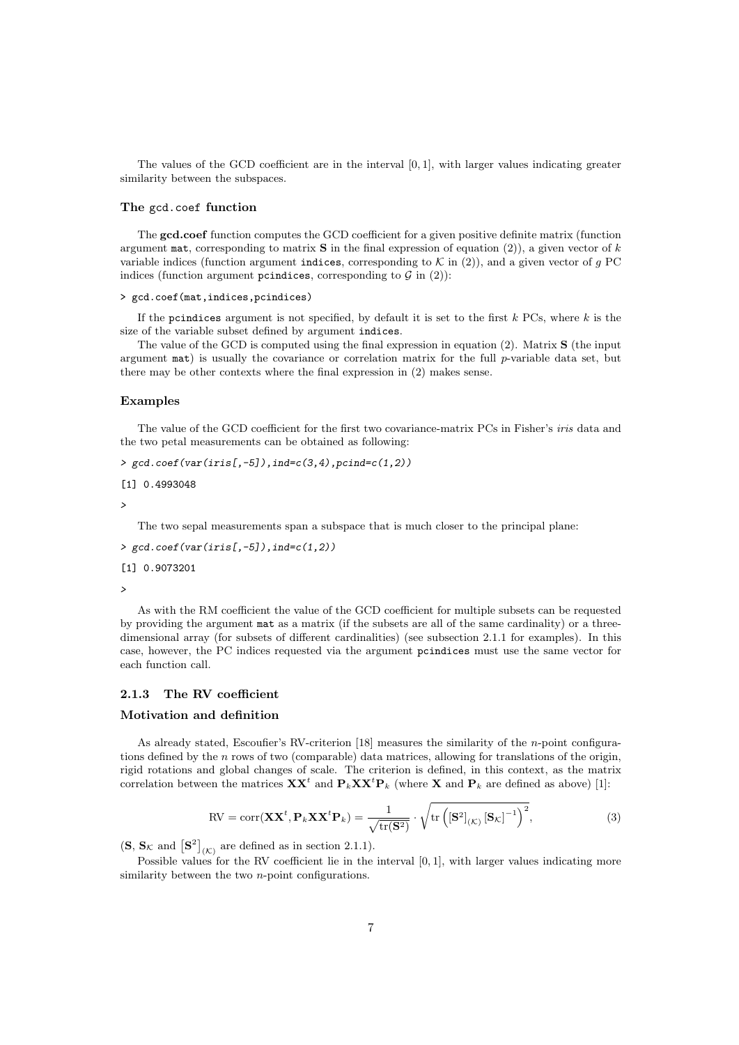The values of the GCD coefficient are in the interval $[0, 1]$, with larger values indicating greater similarity between the subspaces.

#### The `gcd.coef` function

The **gcd.coef** function computes the GCD coefficient for a given positive definite matrix (function argument `mat`, corresponding to matrix $\mathbf{S}$ in the final expression of equation (2)), a given vector of $k$ variable indices (function argument `indices`, corresponding to $\mathcal{K}$ in (2)), and a given vector of $g$ PC indices (function argument `pcindices`, corresponding to $\mathcal{G}$ in (2)):

```
> gcd.coef(mat,indices,pcindices)
```

If the `pcindices` argument is not specified, by default it is set to the first $k$ PCs, where $k$ is the size of the variable subset defined by argument `indices`.

The value of the GCD is computed using the final expression in equation (2). Matrix $\mathbf{S}$ (the input argument `mat`) is usually the covariance or correlation matrix for the full $p$-variable data set, but there may be other contexts where the final expression in (2) makes sense.

#### Examples

The value of the GCD coefficient for the first two covariance-matrix PCs in Fisher's *iris* data and the two petal measurements can be obtained as following:

```
> gcd.coef(var(iris[,-5]),ind=c(3,4),pcind=c(1,2))

[1] 0.4993048

>
```

The two sepal measurements span a subspace that is much closer to the principal plane:

```
> gcd.coef(var(iris[,-5]),ind=c(1,2))

[1] 0.9073201

>
```

As with the RM coefficient the value of the GCD coefficient for multiple subsets can be requested by providing the argument `mat` as a matrix (if the subsets are all of the same cardinality) or a three-dimensional array (for subsets of different cardinalities) (see subsection 2.1.1 for examples). In this case, however, the PC indices requested via the argument `pcindices` must use the same vector for each function call.

### 2.1.3 The RV coefficient

#### Motivation and definition

As already stated, Escoufier's RV-criterion [18] measures the similarity of the $n$-point configurations defined by the $n$ rows of two (comparable) data matrices, allowing for translations of the origin, rigid rotations and global changes of scale. The criterion is defined, in this context, as the matrix correlation between the matrices $\mathbf{X}\mathbf{X}^t$ and $\mathbf{P}_k\mathbf{X}\mathbf{X}^t\mathbf{P}_k$ (where $\mathbf{X}$ and $\mathbf{P}_k$ are defined as above) [1]:

$$\mathrm{RV} = \mathrm{corr}(\mathbf{X}\mathbf{X}^t, \mathbf{P}_k\mathbf{X}\mathbf{X}^t\mathbf{P}_k) = \frac{1}{\sqrt{\mathrm{tr}(\mathbf{S}^2)}} \cdot \sqrt{\mathrm{tr}\left( [\mathbf{S}^2]_{(\mathcal{K})} \left[\mathbf{S}_{\mathcal{K}}\right]^{-1} \right)^2}, \tag{3}$$

($\mathbf{S}$, $\mathbf{S}_{\mathcal{K}}$ and $\left[\mathbf{S}^2\right]_{(\mathcal{K})}$ are defined as in section 2.1.1).

Possible values for the RV coefficient lie in the interval $[0, 1]$, with larger values indicating more similarity between the two $n$-point configurations.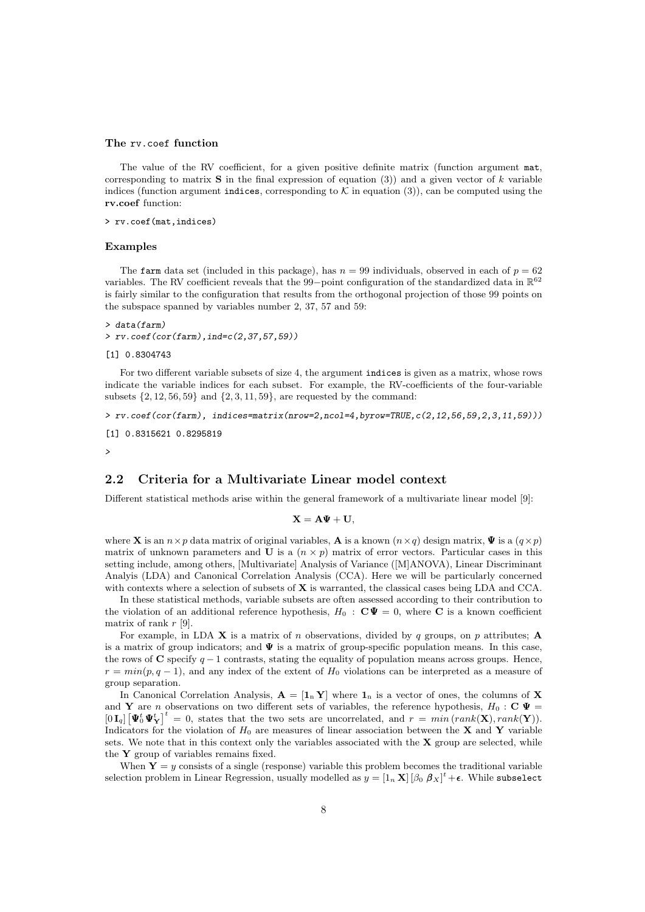### The rv.coef function

The value of the RV coefficient, for a given positive definite matrix (function argument `mat`, corresponding to matrix $\mathbf{S}$ in the final expression of equation (3)) and a given vector of $k$ variable indices (function argument `indices`, corresponding to $\mathcal{K}$ in equation (3)), can be computed using the **rv.coef** function:

```
> rv.coef(mat,indices)
```

### Examples

The `farm` data set (included in this package), has $n = 99$ individuals, observed in each of $p = 62$ variables. The RV coefficient reveals that the 99−point configuration of the standardized data in $\mathbb{R}^{62}$ is fairly similar to the configuration that results from the orthogonal projection of those 99 points on the subspace spanned by variables number 2, 37, 57 and 59:

```
> data(farm)
> rv.coef(cor(farm),ind=c(2,37,57,59))

[1] 0.8304743
```

For two different variable subsets of size 4, the argument `indices` is given as a matrix, whose rows indicate the variable indices for each subset. For example, the RV-coefficients of the four-variable subsets $\{2, 12, 56, 59\}$ and $\{2, 3, 11, 59\}$, are requested by the command:

```
> rv.coef(cor(farm), indices=matrix(nrow=2,ncol=4,byrow=TRUE,c(2,12,56,59,2,3,11,59)))

[1] 0.8315621 0.8295819

>
```

## 2.2 Criteria for a Multivariate Linear model context

Different statistical methods arise within the general framework of a multivariate linear model [9]:

$$\mathbf{X} = \mathbf{A}\mathbf{\Psi} + \mathbf{U},$$

where $\mathbf{X}$ is an $n \times p$ data matrix of original variables, $\mathbf{A}$ is a known $(n \times q)$ design matrix, $\mathbf{\Psi}$ is a $(q \times p)$ matrix of unknown parameters and $\mathbf{U}$ is a $(n \times p)$ matrix of error vectors. Particular cases in this setting include, among others, [Multivariate] Analysis of Variance ([M]ANOVA), Linear Discriminant Analyis (LDA) and Canonical Correlation Analysis (CCA). Here we will be particularly concerned with contexts where a selection of subsets of $\mathbf{X}$ is warranted, the classical cases being LDA and CCA.

In these statistical methods, variable subsets are often assessed according to their contribution to the violation of an additional reference hypothesis, $H_0 : \mathbf{C}\mathbf{\Psi} = 0$, where $\mathbf{C}$ is a known coefficient matrix of rank $r$ [9].

For example, in LDA $\mathbf{X}$ is a matrix of $n$ observations, divided by $q$ groups, on $p$ attributes; $\mathbf{A}$ is a matrix of group indicators; and $\mathbf{\Psi}$ is a matrix of group-specific population means. In this case, the rows of $\mathbf{C}$ specify $q - 1$ contrasts, stating the equality of population means across groups. Hence, $r = min(p, q - 1)$, and any index of the extent of $H_0$ violations can be interpreted as a measure of group separation.

In Canonical Correlation Analysis, $\mathbf{A} = [\mathbf{1}_n\, \mathbf{Y}]$ where $\mathbf{1}_n$ is a vector of ones, the columns of $\mathbf{X}$ and $\mathbf{Y}$ are $n$ observations on two different sets of variables, the reference hypothesis, $H_0 : \mathbf{C}\,\mathbf{\Psi} = [0\,\mathbf{I}_q]\left[\mathbf{\Psi}_0^t\,\mathbf{\Psi}_\mathbf{Y}^t\right]^t = 0$, states that the two sets are uncorrelated, and $r = min\,(rank(\mathbf{X}), rank(\mathbf{Y}))$. Indicators for the violation of $H_0$ are measures of linear association between the $\mathbf{X}$ and $\mathbf{Y}$ variable sets. We note that in this context only the variables associated with the $\mathbf{X}$ group are selected, while the $\mathbf{Y}$ group of variables remains fixed.

When $\mathbf{Y} = y$ consists of a single (response) variable this problem becomes the traditional variable selection problem in Linear Regression, usually modelled as $y = [1_n\,\mathbf{X}]\,[\beta_0\;\boldsymbol{\beta}_X]^t + \boldsymbol{\epsilon}$. While `subselect`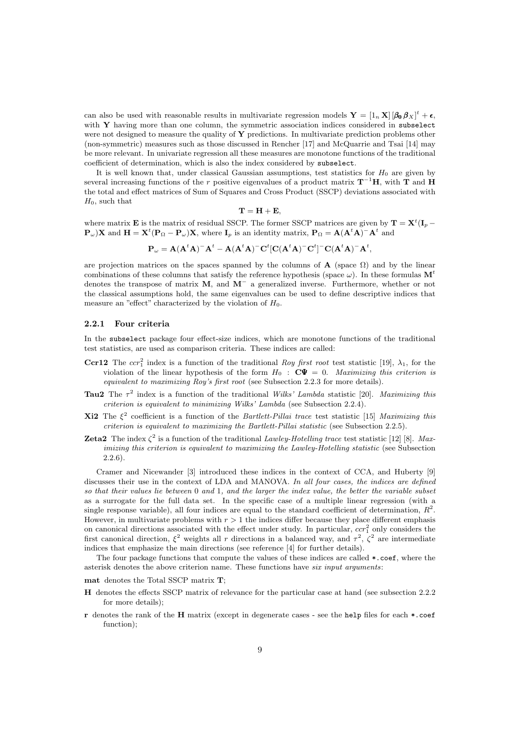can also be used with reasonable results in multivariate regression models $\mathbf{Y} = [1_n \, \mathbf{X}] \, [\boldsymbol{\beta_0} \, \boldsymbol{\beta}_X]^t + \boldsymbol{\epsilon}$, with $\mathbf{Y}$ having more than one column, the symmetric association indices considered in `subselect` were not designed to measure the quality of $\mathbf{Y}$ predictions. In multivariate prediction problems other (non-symmetric) measures such as those discussed in Rencher [17] and McQuarrie and Tsai [14] may be more relevant. In univariate regression all these measures are monotone functions of the traditional coefficient of determination, which is also the index considered by `subselect`.

It is well known that, under classical Gaussian assumptions, test statistics for $H_0$ are given by several increasing functions of the $r$ positive eigenvalues of a product matrix $\mathbf{T}^{-1}\mathbf{H}$, with $\mathbf{T}$ and $\mathbf{H}$ the total and effect matrices of Sum of Squares and Cross Product (SSCP) deviations associated with $H_0$, such that

$$\mathbf{T} = \mathbf{H} + \mathbf{E},$$

where matrix $\mathbf{E}$ is the matrix of residual SSCP. The former SSCP matrices are given by $\mathbf{T} = \mathbf{X}^t(\mathbf{I}_p - \mathbf{P}_\omega)\mathbf{X}$ and $\mathbf{H} = \mathbf{X}^t(\mathbf{P}_\Omega - \mathbf{P}_\omega)\mathbf{X}$, where $\mathbf{I}_p$ is an identity matrix, $\mathbf{P}_\Omega = \mathbf{A}(\mathbf{A}^t\mathbf{A})^-\mathbf{A}^t$ and

$$\mathbf{P}_\omega = \mathbf{A}(\mathbf{A}^t\mathbf{A})^-\mathbf{A}^t - \mathbf{A}(\mathbf{A}^t\mathbf{A})^-\mathbf{C}^t[\mathbf{C}(\mathbf{A}^t\mathbf{A})^-\mathbf{C}^t]^-\mathbf{C}(\mathbf{A}^t\mathbf{A})^-\mathbf{A}^t,$$

are projection matrices on the spaces spanned by the columns of $\mathbf{A}$ (space $\Omega$) and by the linear combinations of these columns that satisfy the reference hypothesis (space $\omega$). In these formulas $\mathbf{M}^t$ denotes the transpose of matrix $\mathbf{M}$, and $\mathbf{M}^-$ a generalized inverse. Furthermore, whether or not the classical assumptions hold, the same eigenvalues can be used to define descriptive indices that measure an "effect" characterized by the violation of $H_0$.

### 2.2.1 Four criteria

In the `subselect` package four effect-size indices, which are monotone functions of the traditional test statistics, are used as comparison criteria. These indices are called:

**Ccr12** The $ccr_1^2$ index is a function of the traditional *Roy first root* test statistic [19], $\lambda_1$, for the violation of the linear hypothesis of the form $H_0 : \mathbf{C}\boldsymbol{\Psi} = 0$. *Maximizing this criterion is equivalent to maximizing Roy's first root* (see Subsection 2.2.3 for more details).

**Tau2** The $\tau^2$ index is a function of the traditional *Wilks' Lambda* statistic [20]. *Maximizing this criterion is equivalent to minimizing Wilks' Lambda* (see Subsection 2.2.4).

**Xi2** The $\xi^2$ coefficient is a function of the *Bartlett-Pillai trace* test statistic [15] *Maximizing this criterion is equivalent to maximizing the Bartlett-Pillai statistic* (see Subsection 2.2.5).

**Zeta2** The index $\zeta^2$ is a function of the traditional *Lawley-Hotelling trace* test statistic [12] [8]. *Maximizing this criterion is equivalent to maximizing the Lawley-Hotelling statistic* (see Subsection 2.2.6).

Cramer and Nicewander [3] introduced these indices in the context of CCA, and Huberty [9] discusses their use in the context of LDA and MANOVA. *In all four cases, the indices are defined so that their values lie between* 0 *and* 1*, and the larger the index value, the better the variable subset* as a surrogate for the full data set. In the specific case of a multiple linear regression (with a single response variable), all four indices are equal to the standard coefficient of determination, $R^2$. However, in multivariate problems with $r > 1$ the indices differ because they place different emphasis on canonical directions associated with the effect under study. In particular, $ccr_1^2$ only considers the first canonical direction, $\xi^2$ weights all $r$ directions in a balanced way, and $\tau^2$, $\zeta^2$ are intermediate indices that emphasize the main directions (see reference [4] for further details).

The four package functions that compute the values of these indices are called `*.coef`, where the asterisk denotes the above criterion name. These functions have *six input arguments*:

**mat** denotes the Total SSCP matrix $\mathbf{T}$;

**H** denotes the effects SSCP matrix of relevance for the particular case at hand (see subsection 2.2.2 for more details);

**r** denotes the rank of the $\mathbf{H}$ matrix (except in degenerate cases - see the `help` files for each `*.coef` function);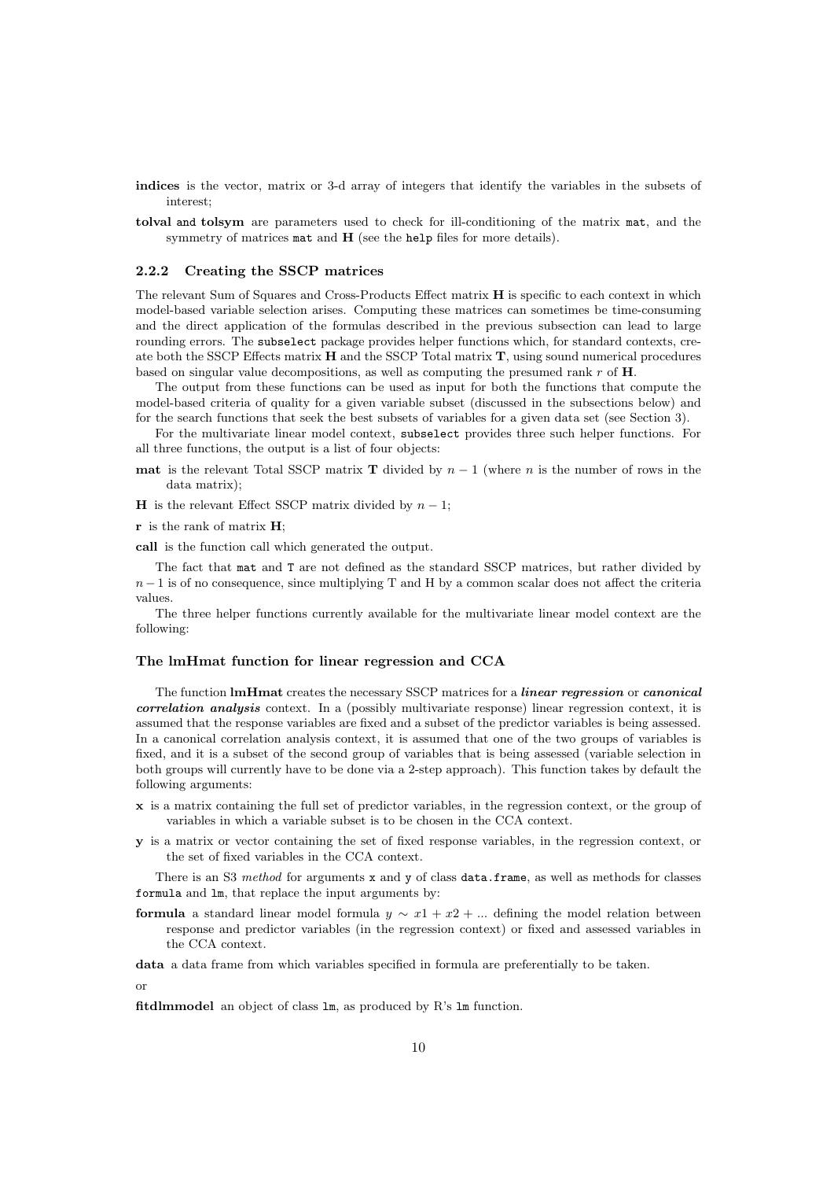**indices** is the vector, matrix or 3-d array of integers that identify the variables in the subsets of interest;

**tolval** and **tolsym** are parameters used to check for ill-conditioning of the matrix `mat`, and the symmetry of matrices `mat` and **H** (see the `help` files for more details).

### 2.2.2 Creating the SSCP matrices

The relevant Sum of Squares and Cross-Products Effect matrix **H** is specific to each context in which model-based variable selection arises. Computing these matrices can sometimes be time-consuming and the direct application of the formulas described in the previous subsection can lead to large rounding errors. The `subselect` package provides helper functions which, for standard contexts, create both the SSCP Effects matrix **H** and the SSCP Total matrix **T**, using sound numerical procedures based on singular value decompositions, as well as computing the presumed rank $r$ of **H**.

The output from these functions can be used as input for both the functions that compute the model-based criteria of quality for a given variable subset (discussed in the subsections below) and for the search functions that seek the best subsets of variables for a given data set (see Section 3).

For the multivariate linear model context, `subselect` provides three such helper functions. For all three functions, the output is a list of four objects:

**mat** is the relevant Total SSCP matrix **T** divided by $n-1$ (where $n$ is the number of rows in the data matrix);

**H** is the relevant Effect SSCP matrix divided by $n-1$;

**r** is the rank of matrix **H**;

**call** is the function call which generated the output.

The fact that `mat` and `T` are not defined as the standard SSCP matrices, but rather divided by $n-1$ is of no consequence, since multiplying T and H by a common scalar does not affect the criteria values.

The three helper functions currently available for the multivariate linear model context are the following:

#### The lmHmat function for linear regression and CCA

The function **lmHmat** creates the necessary SSCP matrices for a ***linear regression*** or ***canonical correlation analysis*** context. In a (possibly multivariate response) linear regression context, it is assumed that the response variables are fixed and a subset of the predictor variables is being assessed. In a canonical correlation analysis context, it is assumed that one of the two groups of variables is fixed, and it is a subset of the second group of variables that is being assessed (variable selection in both groups will currently have to be done via a 2-step approach). This function takes by default the following arguments:

**x** is a matrix containing the full set of predictor variables, in the regression context, or the group of variables in which a variable subset is to be chosen in the CCA context.

**y** is a matrix or vector containing the set of fixed response variables, in the regression context, or the set of fixed variables in the CCA context.

There is an S3 *method* for arguments `x` and `y` of class `data.frame`, as well as methods for classes `formula` and `lm`, that replace the input arguments by:

**formula** a standard linear model formula $y \sim x1 + x2 + ...$ defining the model relation between response and predictor variables (in the regression context) or fixed and assessed variables in the CCA context.

**data** a data frame from which variables specified in formula are preferentially to be taken.

or

**fitdlmmodel** an object of class `lm`, as produced by R's `lm` function.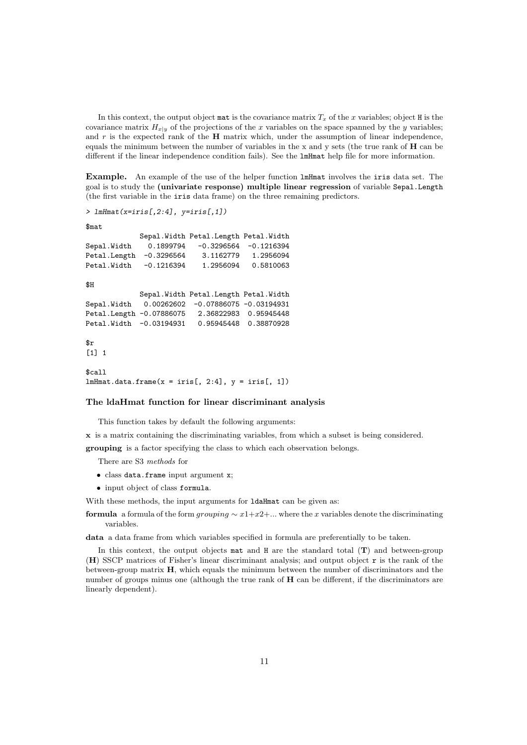In this context, the output object `mat` is the covariance matrix $T_x$ of the $x$ variables; object `H` is the covariance matrix $H_{x|y}$ of the projections of the $x$ variables on the space spanned by the $y$ variables; and $r$ is the expected rank of the **H** matrix which, under the assumption of linear independence, equals the minimum between the number of variables in the x and y sets (the true rank of **H** can be different if the linear independence condition fails). See the `lmHmat` help file for more information.

**Example.** An example of the use of the helper function `lmHmat` involves the `iris` data set. The goal is to study the **(univariate response) multiple linear regression** of variable `Sepal.Length` (the first variable in the `iris` data frame) on the three remaining predictors.

```
> lmHmat(x=iris[,2:4], y=iris[,1])

$mat
             Sepal.Width Petal.Length Petal.Width
Sepal.Width    0.1899794   -0.3296564  -0.1216394
Petal.Length  -0.3296564    3.1162779   1.2956094
Petal.Width   -0.1216394    1.2956094   0.5810063

$H
             Sepal.Width Petal.Length Petal.Width
Sepal.Width   0.00262602  -0.07886075 -0.03194931
Petal.Length -0.07886075   2.36822983  0.95945448
Petal.Width  -0.03194931   0.95945448  0.38870928

$r
[1] 1

$call
lmHmat.data.frame(x = iris[, 2:4], y = iris[, 1])
```

### The ldaHmat function for linear discriminant analysis

This function takes by default the following arguments:

**x** is a matrix containing the discriminating variables, from which a subset is being considered.

**grouping** is a factor specifying the class to which each observation belongs.

There are S3 *methods* for

- class `data.frame` input argument `x`;
- input object of class `formula`.

With these methods, the input arguments for `ldaHmat` can be given as:

**formula** a formula of the form $grouping \sim x1{+}x2{+}...$ where the $x$ variables denote the discriminating variables.

**data** a data frame from which variables specified in formula are preferentially to be taken.

In this context, the output objects `mat` and `H` are the standard total (**T**) and between-group (**H**) SSCP matrices of Fisher's linear discriminant analysis; and output object `r` is the rank of the between-group matrix **H**, which equals the minimum between the number of discriminators and the number of groups minus one (although the true rank of **H** can be different, if the discriminators are linearly dependent).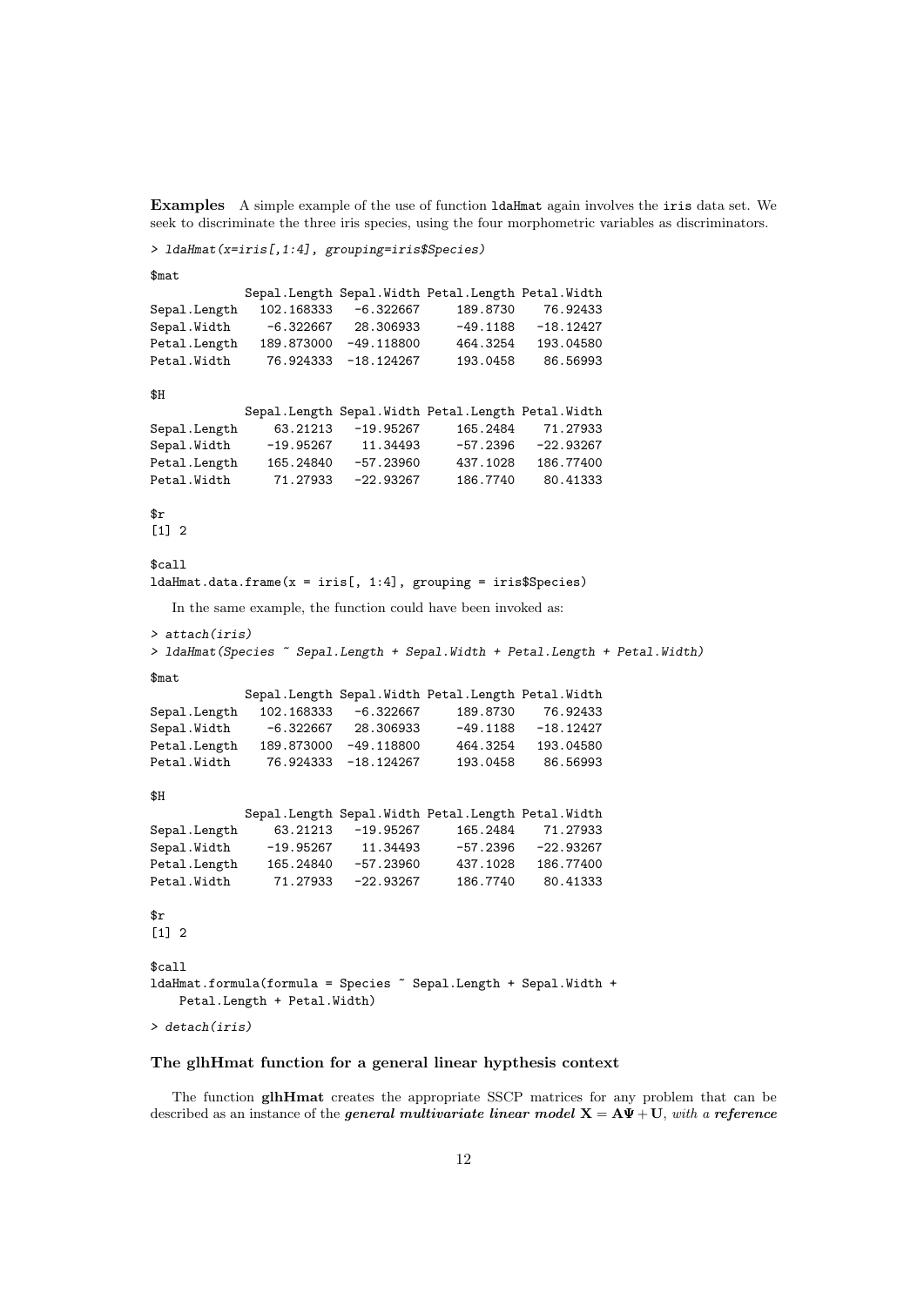**Examples** A simple example of the use of function `ldaHmat` again involves the `iris` data set. We seek to discriminate the three iris species, using the four morphometric variables as discriminators.

```
> ldaHmat(x=iris[,1:4], grouping=iris$Species)

$mat
             Sepal.Length Sepal.Width Petal.Length Petal.Width
Sepal.Length   102.168333   -6.322667     189.8730    76.92433
Sepal.Width     -6.322667   28.306933     -49.1188   -18.12427
Petal.Length   189.873000  -49.118800     464.3254   193.04580
Petal.Width     76.924333  -18.124267     193.0458    86.56993

$H
             Sepal.Length Sepal.Width Petal.Length Petal.Width
Sepal.Length     63.21213   -19.95267     165.2484    71.27933
Sepal.Width     -19.95267    11.34493     -57.2396   -22.93267
Petal.Length    165.24840   -57.23960     437.1028   186.77400
Petal.Width      71.27933   -22.93267     186.7740    80.41333

$r
[1] 2

$call
ldaHmat.data.frame(x = iris[, 1:4], grouping = iris$Species)
```

In the same example, the function could have been invoked as:

```
> attach(iris)
> ldaHmat(Species ~ Sepal.Length + Sepal.Width + Petal.Length + Petal.Width)

$mat
             Sepal.Length Sepal.Width Petal.Length Petal.Width
Sepal.Length   102.168333   -6.322667     189.8730    76.92433
Sepal.Width     -6.322667   28.306933     -49.1188   -18.12427
Petal.Length   189.873000  -49.118800     464.3254   193.04580
Petal.Width     76.924333  -18.124267     193.0458    86.56993

$H
             Sepal.Length Sepal.Width Petal.Length Petal.Width
Sepal.Length     63.21213   -19.95267     165.2484    71.27933
Sepal.Width     -19.95267    11.34493     -57.2396   -22.93267
Petal.Length    165.24840   -57.23960     437.1028   186.77400
Petal.Width      71.27933   -22.93267     186.7740    80.41333

$r
[1] 2

$call
ldaHmat.formula(formula = Species ~ Sepal.Length + Sepal.Width +
    Petal.Length + Petal.Width)

> detach(iris)
```

### The glhHmat function for a general linear hypthesis context

The function **glhHmat** creates the appropriate SSCP matrices for any problem that can be described as an instance of the ***general multivariate linear model*** $\mathbf{X} = \mathbf{A}\mathbf{\Psi} + \mathbf{U}$, *with a* ***reference***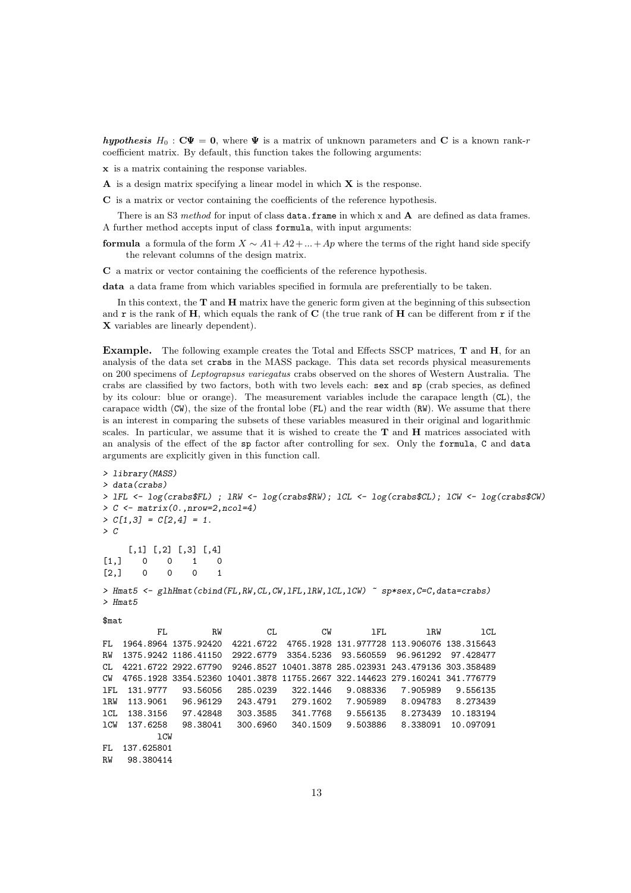***hypothesis*** $H_0 : \mathbf{C}\boldsymbol{\Psi} = \mathbf{0}$, where $\boldsymbol{\Psi}$ is a matrix of unknown parameters and $\mathbf{C}$ is a known rank-$r$ coefficient matrix. By default, this function takes the following arguments:

**x** is a matrix containing the response variables.

**A** is a design matrix specifying a linear model in which $\mathbf{X}$ is the response.

**C** is a matrix or vector containing the coefficients of the reference hypothesis.

There is an S3 *method* for input of class `data.frame` in which x and **A** are defined as data frames. A further method accepts input of class `formula`, with input arguments:

**formula** a formula of the form $X \sim A1 + A2 + ... + Ap$ where the terms of the right hand side specify the relevant columns of the design matrix.

**C** a matrix or vector containing the coefficients of the reference hypothesis.

**data** a data frame from which variables specified in formula are preferentially to be taken.

In this context, the **T** and **H** matrix have the generic form given at the beginning of this subsection and `r` is the rank of **H**, which equals the rank of **C** (the true rank of **H** can be different from `r` if the **X** variables are linearly dependent).

**Example.** The following example creates the Total and Effects SSCP matrices, **T** and **H**, for an analysis of the data set `crabs` in the MASS package. This data set records physical measurements on 200 specimens of *Leptograpsus variegatus* crabs observed on the shores of Western Australia. The crabs are classified by two factors, both with two levels each: `sex` and `sp` (crab species, as defined by its colour: blue or orange). The measurement variables include the carapace length (`CL`), the carapace width (`CW`), the size of the frontal lobe (`FL`) and the rear width (`RW`). We assume that there is an interest in comparing the subsets of these variables measured in their original and logarithmic scales. In particular, we assume that it is wished to create the **T** and **H** matrices associated with an analysis of the effect of the `sp` factor after controlling for sex. Only the `formula`, `C` and `data` arguments are explicitly given in this function call.

```
> library(MASS)
> data(crabs)
> lFL <- log(crabs$FL) ; lRW <- log(crabs$RW); lCL <- log(crabs$CL); lCW <- log(crabs$CW)
> C <- matrix(0.,nrow=2,ncol=4)
> C[1,3] = C[2,4] = 1.
> C

     [,1] [,2] [,3] [,4]
[1,]    0    0    1    0
[2,]    0    0    0    1

> Hmat5 <- glhHmat(cbind(FL,RW,CL,CW,lFL,lRW,lCL,lCW) ~ sp*sex,C=C,data=crabs)
> Hmat5

$mat
           FL         RW         CL         CW        lFL        lRW        lCL
FL  1964.8964 1375.92420  4221.6722  4765.1928 131.977728 113.906076 138.315643
RW  1375.9242 1186.41150  2922.6779  3354.5236  93.560559  96.961292  97.428477
CL  4221.6722 2922.67790  9246.8527 10401.3878 285.023931 243.479136 303.358489
CW  4765.1928 3354.52360 10401.3878 11755.2667 322.144623 279.160241 341.776779
lFL  131.9777   93.56056   285.0239   322.1446   9.088336   7.905989   9.556135
lRW  113.9061   96.96129   243.4791   279.1602   7.905989   8.094783   8.273439
lCL  138.3156   97.42848   303.3585   341.7768   9.556135   8.273439  10.183194
lCW  137.6258   98.38041   300.6960   340.1509   9.503886   8.338091  10.097091
           lCW
FL  137.625801
RW   98.380414
```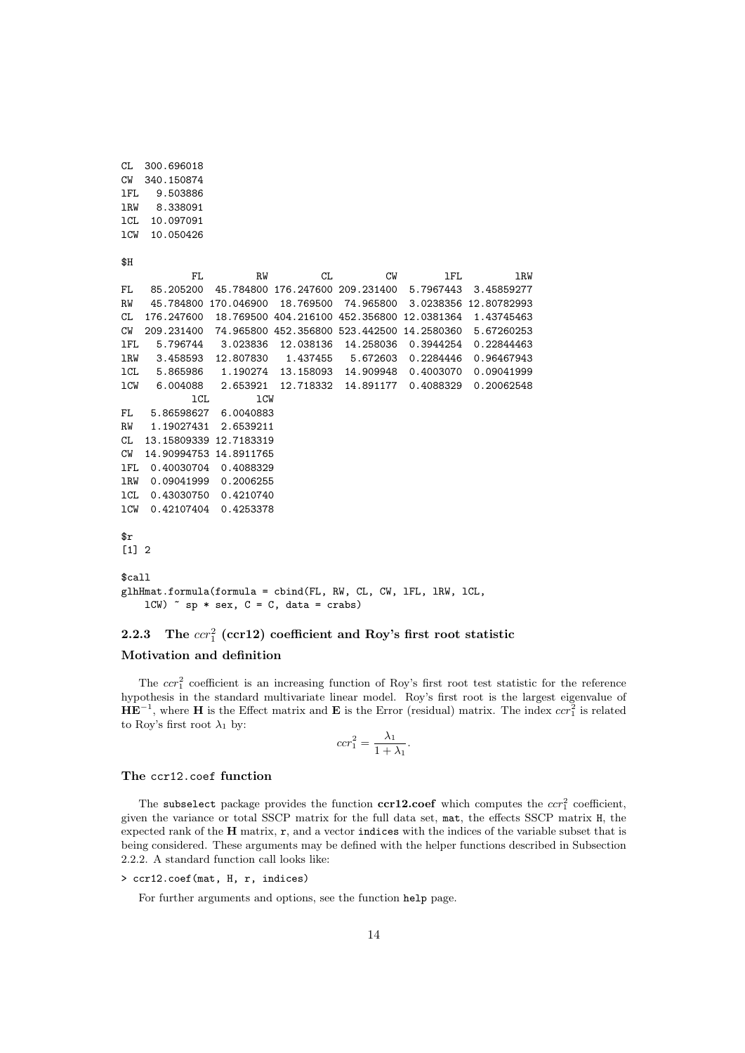```
CL  300.696018
CW  340.150874
lFL   9.503886
lRW   8.338091
lCL  10.097091
lCW  10.050426

$H
           FL         RW         CL         CW        lFL        lRW
FL   85.205200  45.784800 176.247600 209.231400  5.7967443  3.45859277
RW   45.784800 170.046900  18.769500  74.965800  3.0238356 12.80782993
CL  176.247600  18.769500 404.216100 452.356800 12.0381364  1.43745463
CW  209.231400  74.965800 452.356800 523.442500 14.2580360  5.67260253
lFL   5.796744   3.023836  12.038136  14.258036  0.3944254  0.22844463
lRW   3.458593  12.807830   1.437455   5.672603  0.2284446  0.96467943
lCL   5.865986   1.190274  13.158093  14.909948  0.4003070  0.09041999
lCW   6.004088   2.653921  12.718332  14.891177  0.4088329  0.20062548
           lCL        lCW
FL   5.86598627  6.0040883
RW   1.19027431  2.6539211
CL  13.15809339 12.7183319
CW  14.90994753 14.8911765
lFL  0.40030704  0.4088329
lRW  0.09041999  0.2006255
lCL  0.43030750  0.4210740
lCW  0.42107404  0.4253378

$r
[1] 2

$call
glhHmat.formula(formula = cbind(FL, RW, CL, CW, lFL, lRW, lCL,
    lCW) ~ sp * sex, C = C, data = crabs)
```

### 2.2.3 The $ccr_1^2$ (ccr12) coefficient and Roy's first root statistic

#### Motivation and definition

The $ccr_1^2$ coefficient is an increasing function of Roy's first root test statistic for the reference hypothesis in the standard multivariate linear model. Roy's first root is the largest eigenvalue of $\mathbf{HE}^{-1}$, where $\mathbf{H}$ is the Effect matrix and $\mathbf{E}$ is the Error (residual) matrix. The index $ccr_1^2$ is related to Roy's first root $\lambda_1$ by:

$$ccr_1^2 = \frac{\lambda_1}{1 + \lambda_1}.$$

#### The ccr12.coef function

The subselect package provides the function **ccr12.coef** which computes the $ccr_1^2$ coefficient, given the variance or total SSCP matrix for the full data set, mat, the effects SSCP matrix H, the expected rank of the $\mathbf{H}$ matrix, r, and a vector indices with the indices of the variable subset that is being considered. These arguments may be defined with the helper functions described in Subsection 2.2.2. A standard function call looks like:

```
> ccr12.coef(mat, H, r, indices)
```

For further arguments and options, see the function help page.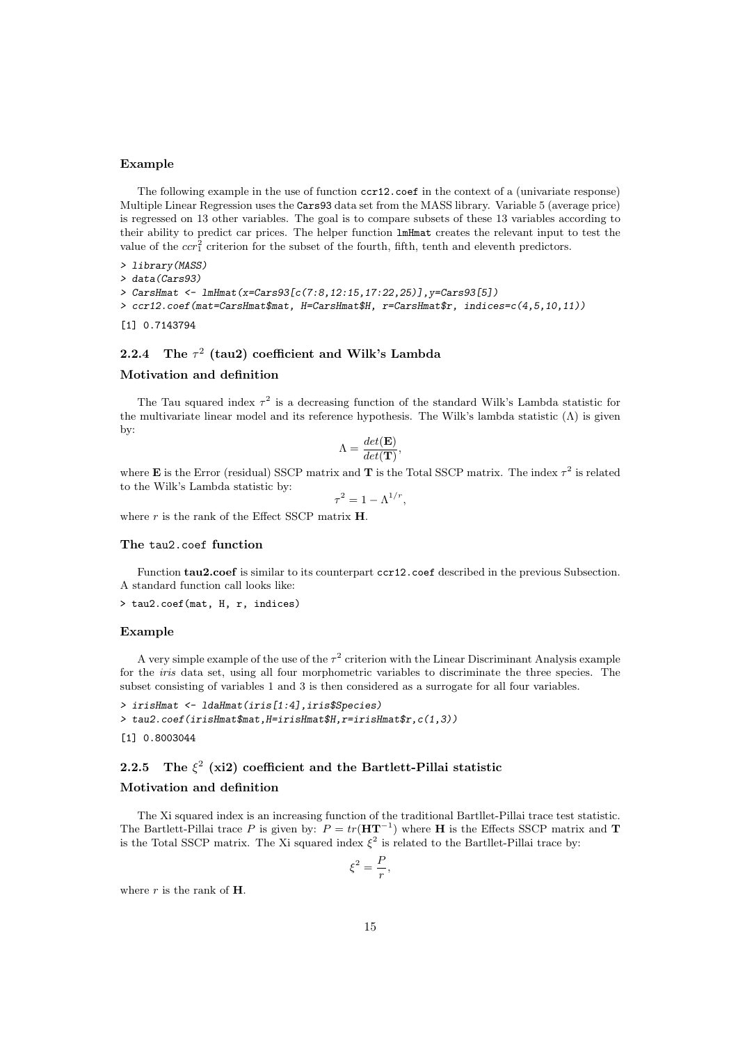#### Example

The following example in the use of function `ccr12.coef` in the context of a (univariate response) Multiple Linear Regression uses the `Cars93` data set from the MASS library. Variable 5 (average price) is regressed on 13 other variables. The goal is to compare subsets of these 13 variables according to their ability to predict car prices. The helper function `lmHmat` creates the relevant input to test the value of the $ccr_1^2$ criterion for the subset of the fourth, fifth, tenth and eleventh predictors.

```
> library(MASS)
> data(Cars93)
> CarsHmat <- lmHmat(x=Cars93[c(7:8,12:15,17:22,25)],y=Cars93[5])
> ccr12.coef(mat=CarsHmat$mat, H=CarsHmat$H, r=CarsHmat$r, indices=c(4,5,10,11))
[1] 0.7143794
```

### 2.2.4 The $\tau^2$ (tau2) coefficient and Wilk's Lambda

#### Motivation and definition

The Tau squared index $\tau^2$ is a decreasing function of the standard Wilk's Lambda statistic for the multivariate linear model and its reference hypothesis. The Wilk's lambda statistic ($\Lambda$) is given by:

$$\Lambda = \frac{det(\mathbf{E})}{det(\mathbf{T})},$$

where $\mathbf{E}$ is the Error (residual) SSCP matrix and $\mathbf{T}$ is the Total SSCP matrix. The index $\tau^2$ is related to the Wilk's Lambda statistic by:

$$\tau^2 = 1 - \Lambda^{1/r},$$

where $r$ is the rank of the Effect SSCP matrix $\mathbf{H}$.

#### The `tau2.coef` function

Function **tau2.coef** is similar to its counterpart `ccr12.coef` described in the previous Subsection. A standard function call looks like:

```
> tau2.coef(mat, H, r, indices)
```

#### Example

A very simple example of the use of the $\tau^2$ criterion with the Linear Discriminant Analysis example for the *iris* data set, using all four morphometric variables to discriminate the three species. The subset consisting of variables 1 and 3 is then considered as a surrogate for all four variables.

```
> irisHmat <- ldaHmat(iris[1:4],iris$Species)
> tau2.coef(irisHmat$mat,H=irisHmat$H,r=irisHmat$r,c(1,3))
[1] 0.8003044
```

### 2.2.5 The $\xi^2$ (xi2) coefficient and the Bartlett-Pillai statistic

#### Motivation and definition

The Xi squared index is an increasing function of the traditional Bartllet-Pillai trace test statistic. The Bartlett-Pillai trace $P$ is given by: $P = tr(\mathbf{H}\mathbf{T}^{-1})$ where $\mathbf{H}$ is the Effects SSCP matrix and $\mathbf{T}$ is the Total SSCP matrix. The Xi squared index $\xi^2$ is related to the Bartllet-Pillai trace by:

$$\xi^2 = \frac{P}{r},$$

where $r$ is the rank of $\mathbf{H}$.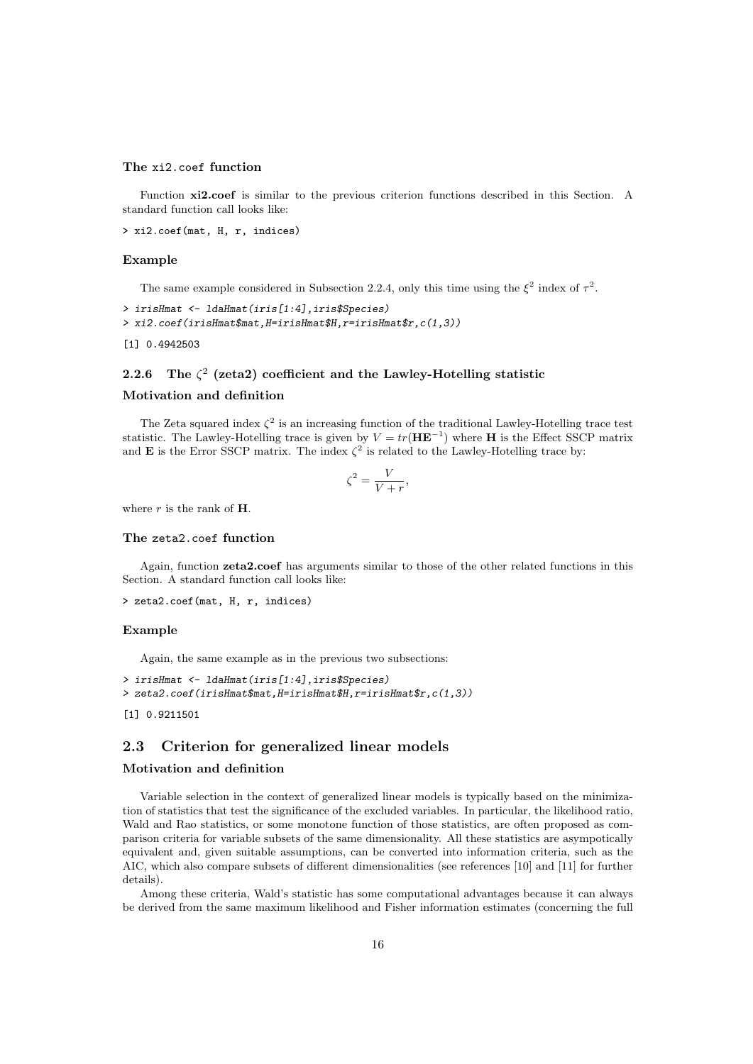#### The `xi2.coef` function

Function **xi2.coef** is similar to the previous criterion functions described in this Section. A standard function call looks like:

```
> xi2.coef(mat, H, r, indices)
```

#### Example

The same example considered in Subsection 2.2.4, only this time using the $\xi^2$ index of $\tau^2$.

```
> irisHmat <- ldaHmat(iris[1:4],iris$Species)
> xi2.coef(irisHmat$mat,H=irisHmat$H,r=irisHmat$r,c(1,3))
[1] 0.4942503
```

### 2.2.6 The $\zeta^2$ (zeta2) coefficient and the Lawley-Hotelling statistic

#### Motivation and definition

The Zeta squared index $\zeta^2$ is an increasing function of the traditional Lawley-Hotelling trace test statistic. The Lawley-Hotelling trace is given by $V = tr(\mathbf{HE}^{-1})$ where $\mathbf{H}$ is the Effect SSCP matrix and $\mathbf{E}$ is the Error SSCP matrix. The index $\zeta^2$ is related to the Lawley-Hotelling trace by:

$$\zeta^2 = \frac{V}{V + r},$$

where $r$ is the rank of $\mathbf{H}$.

#### The `zeta2.coef` function

Again, function **zeta2.coef** has arguments similar to those of the other related functions in this Section. A standard function call looks like:

```
> zeta2.coef(mat, H, r, indices)
```

#### Example

Again, the same example as in the previous two subsections:

```
> irisHmat <- ldaHmat(iris[1:4],iris$Species)
> zeta2.coef(irisHmat$mat,H=irisHmat$H,r=irisHmat$r,c(1,3))
[1] 0.9211501
```

## 2.3 Criterion for generalized linear models

#### Motivation and definition

Variable selection in the context of generalized linear models is typically based on the minimization of statistics that test the significance of the excluded variables. In particular, the likelihood ratio, Wald and Rao statistics, or some monotone function of those statistics, are often proposed as comparison criteria for variable subsets of the same dimensionality. All these statistics are asympotically equivalent and, given suitable assumptions, can be converted into information criteria, such as the AIC, which also compare subsets of different dimensionalities (see references [10] and [11] for further details).

Among these criteria, Wald's statistic has some computational advantages because it can always be derived from the same maximum likelihood and Fisher information estimates (concerning the full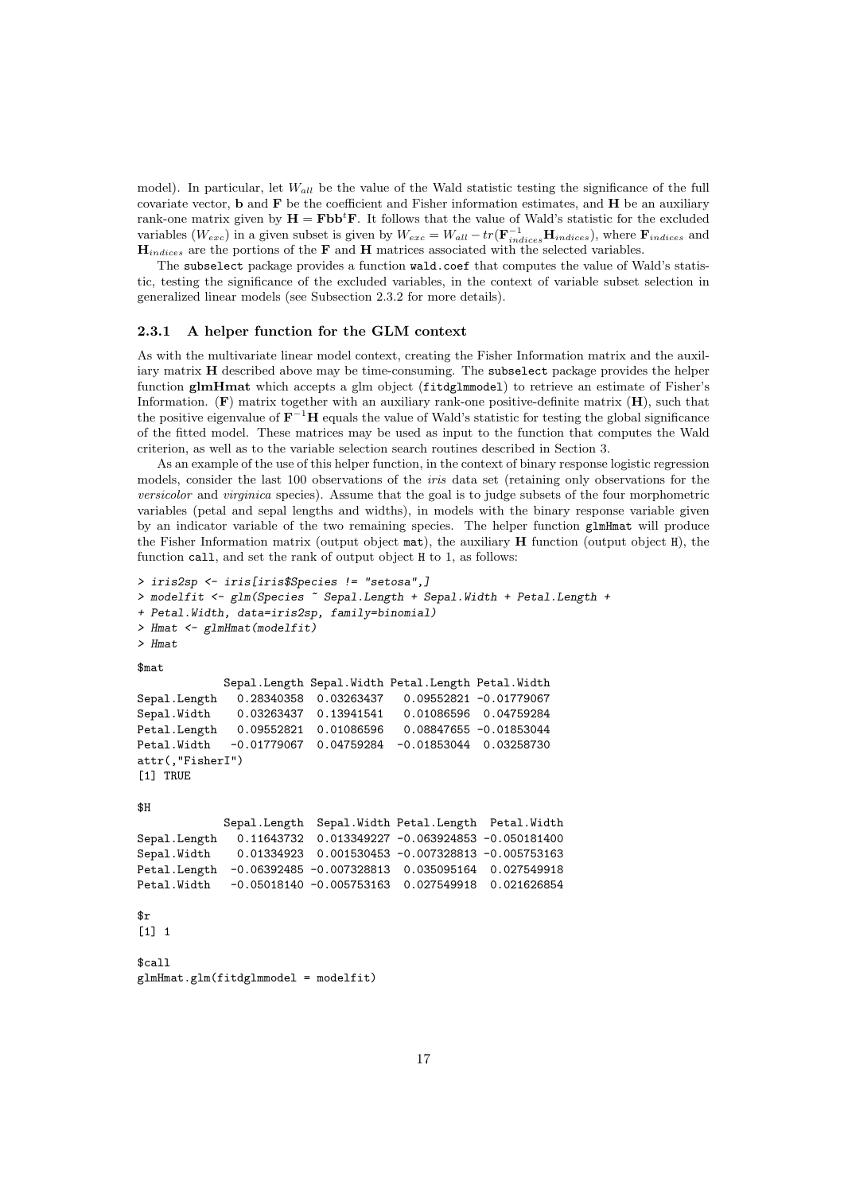model). In particular, let $W_{all}$ be the value of the Wald statistic testing the significance of the full covariate vector, $\mathbf{b}$ and $\mathbf{F}$ be the coefficient and Fisher information estimates, and $\mathbf{H}$ be an auxiliary rank-one matrix given by $\mathbf{H} = \mathbf{F}\mathbf{b}\mathbf{b}^t\mathbf{F}$. It follows that the value of Wald's statistic for the excluded variables ($W_{exc}$) in a given subset is given by $W_{exc} = W_{all} - tr(\mathbf{F}_{indices}^{-1}\mathbf{H}_{indices})$, where $\mathbf{F}_{indices}$ and $\mathbf{H}_{indices}$ are the portions of the $\mathbf{F}$ and $\mathbf{H}$ matrices associated with the selected variables.

The `subselect` package provides a function `wald.coef` that computes the value of Wald's statistic, testing the significance of the excluded variables, in the context of variable subset selection in generalized linear models (see Subsection 2.3.2 for more details).

### 2.3.1 A helper function for the GLM context

As with the multivariate linear model context, creating the Fisher Information matrix and the auxiliary matrix $\mathbf{H}$ described above may be time-consuming. The `subselect` package provides the helper function **glmHmat** which accepts a glm object (`fitdglmmodel`) to retrieve an estimate of Fisher's Information. ($\mathbf{F}$) matrix together with an auxiliary rank-one positive-definite matrix ($\mathbf{H}$), such that the positive eigenvalue of $\mathbf{F}^{-1}\mathbf{H}$ equals the value of Wald's statistic for testing the global significance of the fitted model. These matrices may be used as input to the function that computes the Wald criterion, as well as to the variable selection search routines described in Section 3.

As an example of the use of this helper function, in the context of binary response logistic regression models, consider the last 100 observations of the *iris* data set (retaining only observations for the *versicolor* and *virginica* species). Assume that the goal is to judge subsets of the four morphometric variables (petal and sepal lengths and widths), in models with the binary response variable given by an indicator variable of the two remaining species. The helper function `glmHmat` will produce the Fisher Information matrix (output object `mat`), the auxiliary $\mathbf{H}$ function (output object `H`), the function `call`, and set the rank of output object `H` to 1, as follows:

```
> iris2sp <- iris[iris$Species != "setosa",]
> modelfit <- glm(Species ~ Sepal.Length + Sepal.Width + Petal.Length +
+ Petal.Width, data=iris2sp, family=binomial)
> Hmat <- glmHmat(modelfit)
> Hmat

$mat
             Sepal.Length Sepal.Width Petal.Length Petal.Width
Sepal.Length   0.28340358  0.03263437   0.09552821 -0.01779067
Sepal.Width    0.03263437  0.13941541   0.01086596  0.04759284
Petal.Length   0.09552821  0.01086596   0.08847655 -0.01853044
Petal.Width   -0.01779067  0.04759284  -0.01853044  0.03258730
attr(,"FisherI")
[1] TRUE

$H
             Sepal.Length  Sepal.Width Petal.Length  Petal.Width
Sepal.Length   0.11643732  0.013349227 -0.063924853 -0.050181400
Sepal.Width    0.01334923  0.001530453 -0.007328813 -0.005753163
Petal.Length  -0.06392485 -0.007328813  0.035095164  0.027549918
Petal.Width   -0.05018140 -0.005753163  0.027549918  0.021626854

$r
[1] 1

$call
glmHmat.glm(fitdglmmodel = modelfit)
```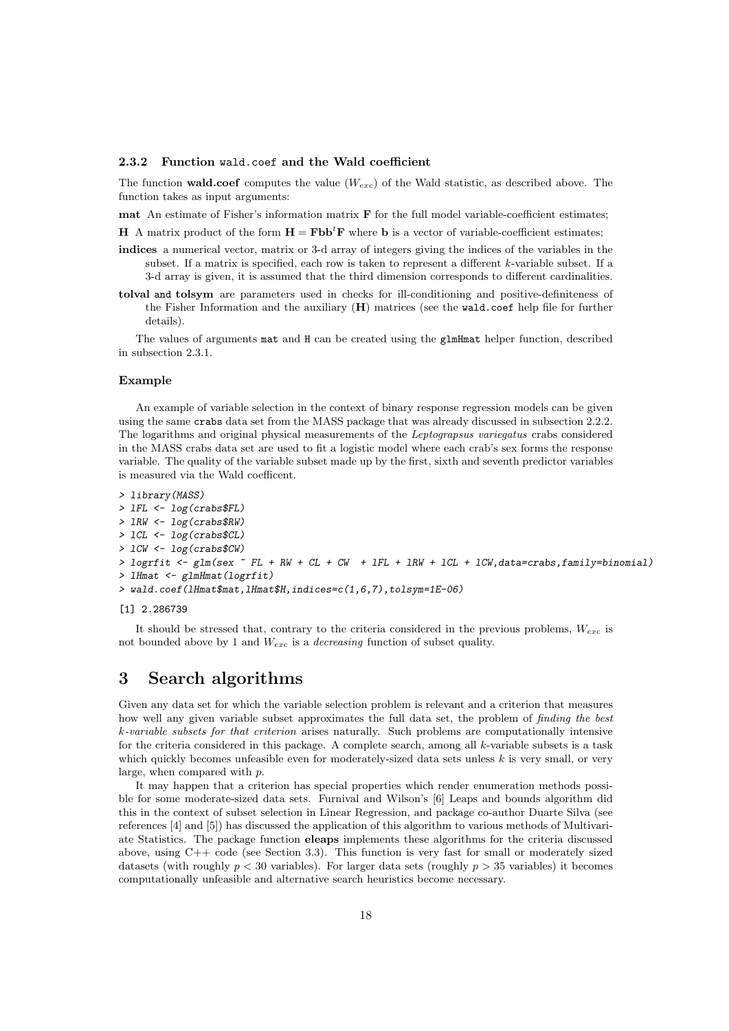### 2.3.2 Function `wald.coef` and the Wald coefficient

The function **wald.coef** computes the value ($W_{exc}$) of the Wald statistic, as described above. The function takes as input arguments:

**mat** An estimate of Fisher's information matrix $\mathbf{F}$ for the full model variable-coefficient estimates;

**H** A matrix product of the form $\mathbf{H} = \mathbf{F}\mathbf{b}\mathbf{b}^t\mathbf{F}$ where $\mathbf{b}$ is a vector of variable-coefficient estimates;

**indices** a numerical vector, matrix or 3-d array of integers giving the indices of the variables in the subset. If a matrix is specified, each row is taken to represent a different $k$-variable subset. If a 3-d array is given, it is assumed that the third dimension corresponds to different cardinalities.

**tolval** and **tolsym** are parameters used in checks for ill-conditioning and positive-definiteness of the Fisher Information and the auxiliary ($\mathbf{H}$) matrices (see the `wald.coef` help file for further details).

The values of arguments `mat` and `H` can be created using the `glmHmat` helper function, described in subsection 2.3.1.

#### Example

An example of variable selection in the context of binary response regression models can be given using the same `crabs` data set from the MASS package that was already discussed in subsection 2.2.2. The logarithms and original physical measurements of the *Leptograpsus variegatus* crabs considered in the MASS crabs data set are used to fit a logistic model where each crab's sex forms the response variable. The quality of the variable subset made up by the first, sixth and seventh predictor variables is measured via the Wald coefficent.

```
> library(MASS)
> lFL <- log(crabs$FL)
> lRW <- log(crabs$RW)
> lCL <- log(crabs$CL)
> lCW <- log(crabs$CW)
> logrfit <- glm(sex ~ FL + RW + CL + CW  + lFL + lRW + lCL + lCW,data=crabs,family=binomial)
> lHmat <- glmHmat(logrfit)
> wald.coef(lHmat$mat,lHmat$H,indices=c(1,6,7),tolsym=1E-06)

[1] 2.286739
```

It should be stressed that, contrary to the criteria considered in the previous problems, $W_{exc}$ is not bounded above by 1 and $W_{exc}$ is a *decreasing* function of subset quality.

# 3 Search algorithms

Given any data set for which the variable selection problem is relevant and a criterion that measures how well any given variable subset approximates the full data set, the problem of *finding the best k-variable subsets for that criterion* arises naturally. Such problems are computationally intensive for the criteria considered in this package. A complete search, among all $k$-variable subsets is a task which quickly becomes unfeasible even for moderately-sized data sets unless $k$ is very small, or very large, when compared with $p$.

It may happen that a criterion has special properties which render enumeration methods possible for some moderate-sized data sets. Furnival and Wilson's [6] Leaps and bounds algorithm did this in the context of subset selection in Linear Regression, and package co-author Duarte Silva (see references [4] and [5]) has discussed the application of this algorithm to various methods of Multivariate Statistics. The package function **eleaps** implements these algorithms for the criteria discussed above, using C++ code (see Section 3.3). This function is very fast for small or moderately sized datasets (with roughly $p < 30$ variables). For larger data sets (roughly $p > 35$ variables) it becomes computationally unfeasible and alternative search heuristics become necessary.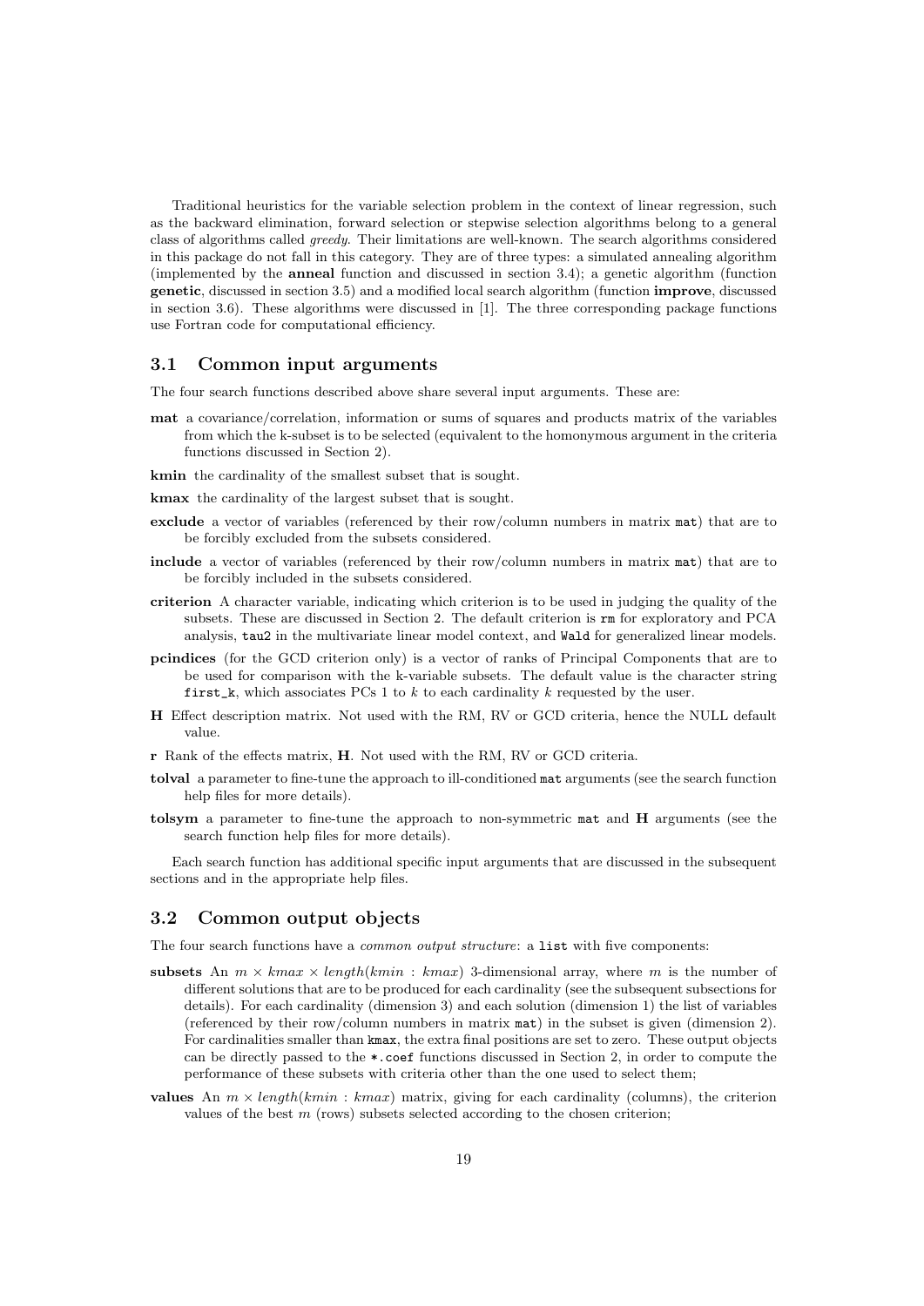Traditional heuristics for the variable selection problem in the context of linear regression, such as the backward elimination, forward selection or stepwise selection algorithms belong to a general class of algorithms called *greedy*. Their limitations are well-known. The search algorithms considered in this package do not fall in this category. They are of three types: a simulated annealing algorithm (implemented by the **anneal** function and discussed in section 3.4); a genetic algorithm (function **genetic**, discussed in section 3.5) and a modified local search algorithm (function **improve**, discussed in section 3.6). These algorithms were discussed in [1]. The three corresponding package functions use Fortran code for computational efficiency.

## 3.1 Common input arguments

The four search functions described above share several input arguments. These are:

**mat** a covariance/correlation, information or sums of squares and products matrix of the variables from which the k-subset is to be selected (equivalent to the homonymous argument in the criteria functions discussed in Section 2).

**kmin** the cardinality of the smallest subset that is sought.

**kmax** the cardinality of the largest subset that is sought.

**exclude** a vector of variables (referenced by their row/column numbers in matrix `mat`) that are to be forcibly excluded from the subsets considered.

**include** a vector of variables (referenced by their row/column numbers in matrix `mat`) that are to be forcibly included in the subsets considered.

**criterion** A character variable, indicating which criterion is to be used in judging the quality of the subsets. These are discussed in Section 2. The default criterion is `rm` for exploratory and PCA analysis, `tau2` in the multivariate linear model context, and `Wald` for generalized linear models.

**pcindices** (for the GCD criterion only) is a vector of ranks of Principal Components that are to be used for comparison with the k-variable subsets. The default value is the character string `first_k`, which associates PCs 1 to $k$ to each cardinality $k$ requested by the user.

**H** Effect description matrix. Not used with the RM, RV or GCD criteria, hence the NULL default value.

**r** Rank of the effects matrix, **H**. Not used with the RM, RV or GCD criteria.

**tolval** a parameter to fine-tune the approach to ill-conditioned `mat` arguments (see the search function help files for more details).

**tolsym** a parameter to fine-tune the approach to non-symmetric `mat` and **H** arguments (see the search function help files for more details).

Each search function has additional specific input arguments that are discussed in the subsequent sections and in the appropriate help files.

## 3.2 Common output objects

The four search functions have a *common output structure*: a `list` with five components:

**subsets** An $m \times kmax \times length(kmin : kmax)$ 3-dimensional array, where $m$ is the number of different solutions that are to be produced for each cardinality (see the subsequent subsections for details). For each cardinality (dimension 3) and each solution (dimension 1) the list of variables (referenced by their row/column numbers in matrix `mat`) in the subset is given (dimension 2). For cardinalities smaller than `kmax`, the extra final positions are set to zero. These output objects can be directly passed to the `*.coef` functions discussed in Section 2, in order to compute the performance of these subsets with criteria other than the one used to select them;

**values** An $m \times length(kmin : kmax)$ matrix, giving for each cardinality (columns), the criterion values of the best $m$ (rows) subsets selected according to the chosen criterion;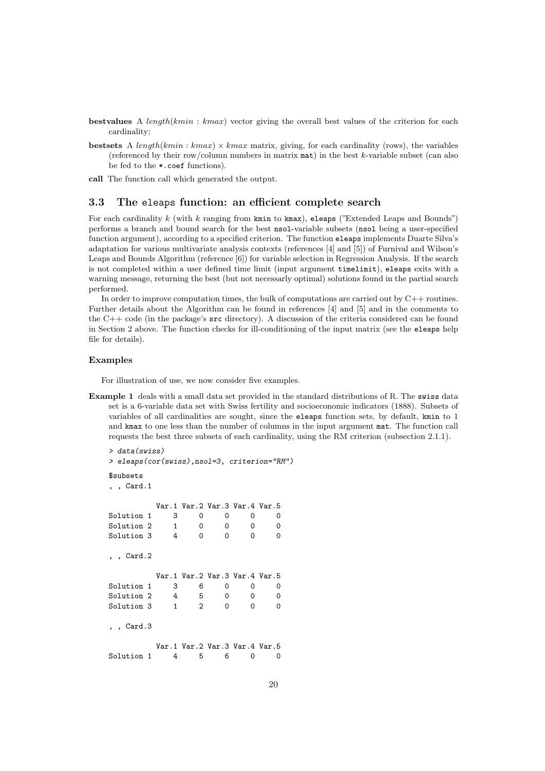**bestvalues** A *length*(*kmin* : *kmax*) vector giving the overall best values of the criterion for each cardinality;

**bestsets** A *length*(*kmin* : *kmax*) × *kmax* matrix, giving, for each cardinality (rows), the variables (referenced by their row/column numbers in matrix `mat`) in the best *k*-variable subset (can also be fed to the `*.coef` functions).

**call** The function call which generated the output.

### 3.3 The `eleaps` function: an efficient complete search

For each cardinality $k$ (with $k$ ranging from `kmin` to `kmax`), `eleaps` ("Extended Leaps and Bounds") performs a branch and bound search for the best `nsol`-variable subsets (`nsol` being a user-specified function argument), according to a specified criterion. The function `eleaps` implements Duarte Silva's adaptation for various multivariate analysis contexts (references [4] and [5]) of Furnival and Wilson's Leaps and Bounds Algorithm (reference [6]) for variable selection in Regression Analysis. If the search is not completed within a user defined time limit (input argument `timelimit`), `eleaps` exits with a warning message, returning the best (but not necessary optimal) solutions found in the partial search performed.

In order to improve computation times, the bulk of computations are carried out by C++ routines. Further details about the Algorithm can be found in references [4] and [5] and in the comments to the C++ code (in the package's `src` directory). A discussion of the criteria considered can be found in Section 2 above. The function checks for ill-conditioning of the input matrix (see the `eleaps` help file for details).

#### Examples

For illustration of use, we now consider five examples.

**Example 1** deals with a small data set provided in the standard distributions of R. The `swiss` data set is a 6-variable data set with Swiss fertility and socioeconomic indicators (1888). Subsets of variables of all cardinalities are sought, since the `eleaps` function sets, by default, `kmin` to 1 and `kmax` to one less than the number of columns in the input argument `mat`. The function call requests the best three subsets of each cardinality, using the RM criterion (subsection 2.1.1).

```
> data(swiss)
> eleaps(cor(swiss),nsol=3, criterion="RM")

$subsets
, , Card.1

           Var.1 Var.2 Var.3 Var.4 Var.5
Solution 1     3     0     0     0     0
Solution 2     1     0     0     0     0
Solution 3     4     0     0     0     0

, , Card.2

           Var.1 Var.2 Var.3 Var.4 Var.5
Solution 1     3     6     0     0     0
Solution 2     4     5     0     0     0
Solution 3     1     2     0     0     0

, , Card.3

           Var.1 Var.2 Var.3 Var.4 Var.5
Solution 1     4     5     6     0     0
```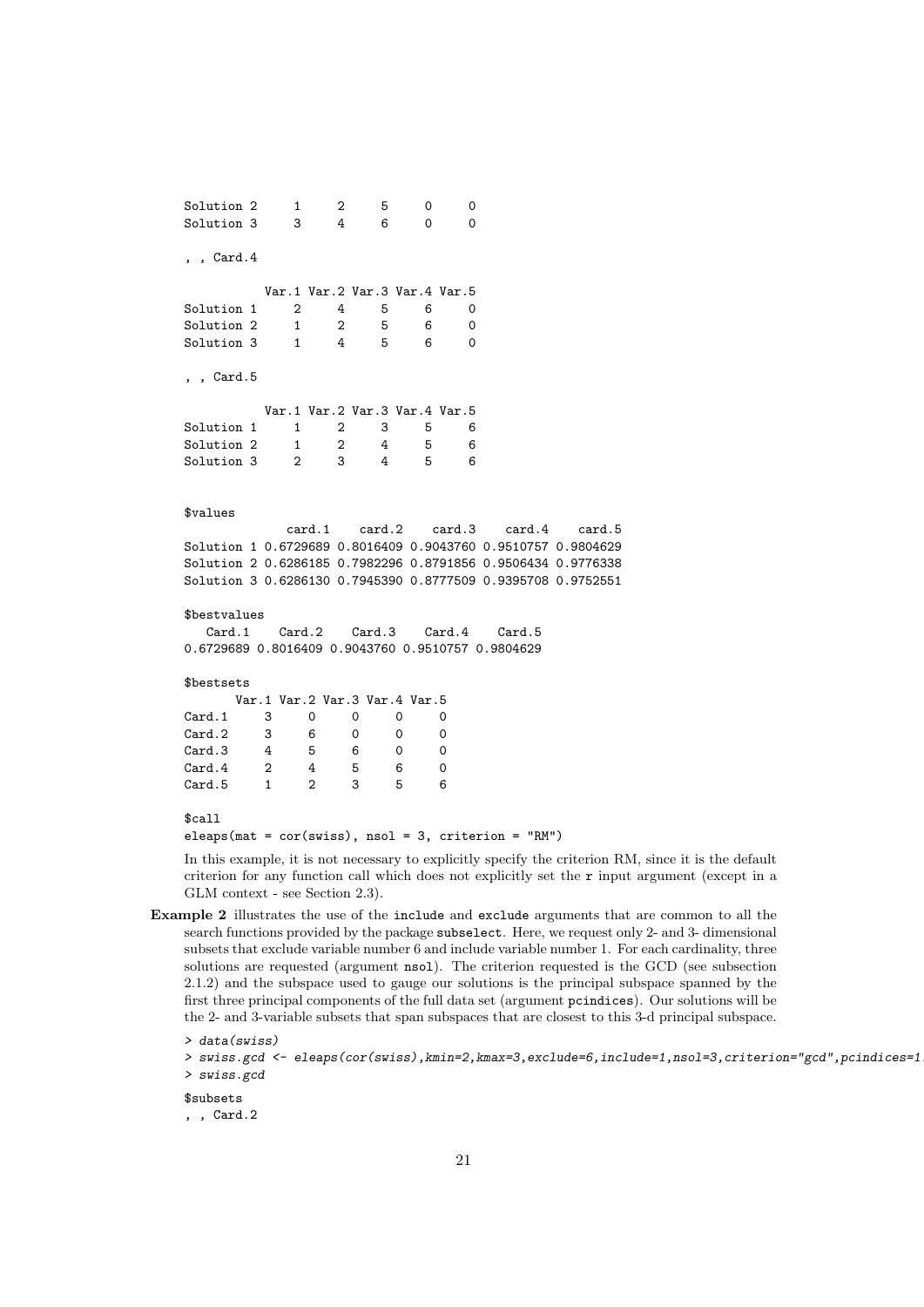```
Solution 2     1     2     5     0     0
Solution 3     3     4     6     0     0

, , Card.4

           Var.1 Var.2 Var.3 Var.4 Var.5
Solution 1     2     4     5     6     0
Solution 2     1     2     5     6     0
Solution 3     1     4     5     6     0

, , Card.5

           Var.1 Var.2 Var.3 Var.4 Var.5
Solution 1     1     2     3     5     6
Solution 2     1     2     4     5     6
Solution 3     2     3     4     5     6


$values
              card.1    card.2    card.3    card.4    card.5
Solution 1 0.6729689 0.8016409 0.9043760 0.9510757 0.9804629
Solution 2 0.6286185 0.7982296 0.8791856 0.9506434 0.9776338
Solution 3 0.6286130 0.7945390 0.8777509 0.9395708 0.9752551

$bestvalues
   Card.1    Card.2    Card.3    Card.4    Card.5
0.6729689 0.8016409 0.9043760 0.9510757 0.9804629

$bestsets
       Var.1 Var.2 Var.3 Var.4 Var.5
Card.1     3     0     0     0     0
Card.2     3     6     0     0     0
Card.3     4     5     6     0     0
Card.4     2     4     5     6     0
Card.5     1     2     3     5     6

$call
eleaps(mat = cor(swiss), nsol = 3, criterion = "RM")
```

In this example, it is not necessary to explicitly specify the criterion RM, since it is the default criterion for any function call which does not explicitly set the `r` input argument (except in a GLM context - see Section 2.3).

**Example 2** illustrates the use of the `include` and `exclude` arguments that are common to all the search functions provided by the package `subselect`. Here, we request only 2- and 3- dimensional subsets that exclude variable number 6 and include variable number 1. For each cardinality, three solutions are requested (argument `nsol`). The criterion requested is the GCD (see subsection 2.1.2) and the subspace used to gauge our solutions is the principal subspace spanned by the first three principal components of the full data set (argument `pcindices`). Our solutions will be the 2- and 3-variable subsets that span subspaces that are closest to this 3-d principal subspace.

```
> data(swiss)
> swiss.gcd <- eleaps(cor(swiss),kmin=2,kmax=3,exclude=6,include=1,nsol=3,criterion="gcd",pcindices=1
> swiss.gcd

$subsets
, , Card.2
```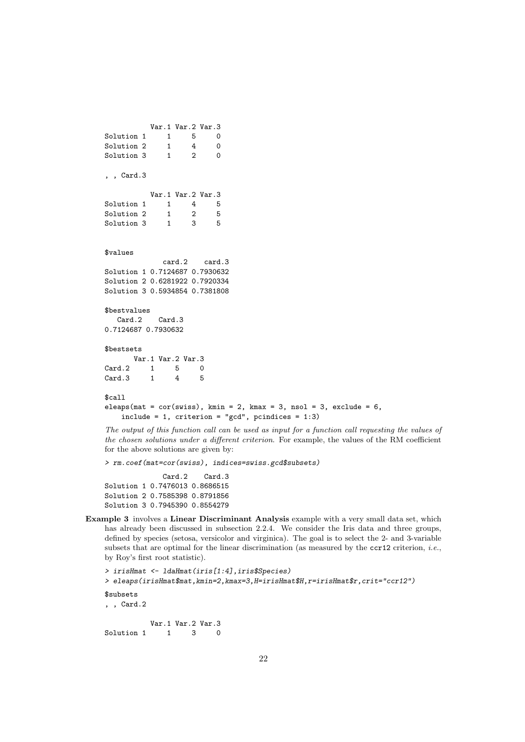```
           Var.1 Var.2 Var.3
Solution 1     1     5     0
Solution 2     1     4     0
Solution 3     1     2     0

, , Card.3

           Var.1 Var.2 Var.3
Solution 1     1     4     5
Solution 2     1     2     5
Solution 3     1     3     5


$values
              card.2    card.3
Solution 1 0.7124687 0.7930632
Solution 2 0.6281922 0.7920334
Solution 3 0.5934854 0.7381808

$bestvalues
   Card.2    Card.3
0.7124687 0.7930632

$bestsets
       Var.1 Var.2 Var.3
Card.2     1     5     0
Card.3     1     4     5

$call
eleaps(mat = cor(swiss), kmin = 2, kmax = 3, nsol = 3, exclude = 6,
    include = 1, criterion = "gcd", pcindices = 1:3)
```

*The output of this function call can be used as input for a function call requesting the values of the chosen solutions under a different criterion.* For example, the values of the RM coefficient for the above solutions are given by:

```
> rm.coef(mat=cor(swiss), indices=swiss.gcd$subsets)

              Card.2    Card.3
Solution 1 0.7476013 0.8686515
Solution 2 0.7585398 0.8791856
Solution 3 0.7945390 0.8554279
```

**Example 3** involves a **Linear Discriminant Analysis** example with a very small data set, which has already been discussed in subsection 2.2.4. We consider the Iris data and three groups, defined by species (setosa, versicolor and virginica). The goal is to select the 2- and 3-variable subsets that are optimal for the linear discrimination (as measured by the `ccr12` criterion, *i.e.*, by Roy's first root statistic).

```
> irisHmat <- ldaHmat(iris[1:4],iris$Species)
> eleaps(irisHmat$mat,kmin=2,kmax=3,H=irisHmat$H,r=irisHmat$r,crit="ccr12")

$subsets
, , Card.2

           Var.1 Var.2 Var.3
Solution 1     1     3     0
```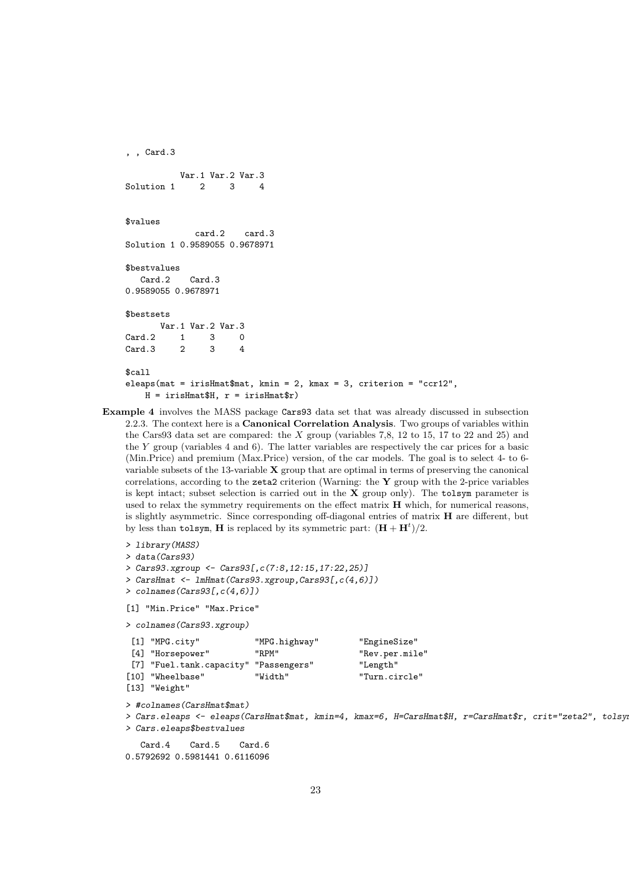```
, , Card.3

           Var.1 Var.2 Var.3
Solution 1     2     3     4


$values
              card.2    card.3
Solution 1 0.9589055 0.9678971

$bestvalues
   Card.2    Card.3
0.9589055 0.9678971

$bestsets
       Var.1 Var.2 Var.3
Card.2     1     3     0
Card.3     2     3     4

$call
eleaps(mat = irisHmat$mat, kmin = 2, kmax = 3, criterion = "ccr12",
    H = irisHmat$H, r = irisHmat$r)
```

**Example 4** involves the MASS package `Cars93` data set that was already discussed in subsection 2.2.3. The context here is a **Canonical Correlation Analysis**. Two groups of variables within the Cars93 data set are compared: the $X$ group (variables 7,8, 12 to 15, 17 to 22 and 25) and the $Y$ group (variables 4 and 6). The latter variables are respectively the car prices for a basic (Min.Price) and premium (Max.Price) version, of the car models. The goal is to select 4- to 6-variable subsets of the 13-variable $\mathbf{X}$ group that are optimal in terms of preserving the canonical correlations, according to the `zeta2` criterion (Warning: the $\mathbf{Y}$ group with the 2-price variables is kept intact; subset selection is carried out in the $\mathbf{X}$ group only). The `tolsym` parameter is used to relax the symmetry requirements on the effect matrix $\mathbf{H}$ which, for numerical reasons, is slightly asymmetric. Since corresponding off-diagonal entries of matrix $\mathbf{H}$ are different, but by less than `tolsym`, $\mathbf{H}$ is replaced by its symmetric part: $(\mathbf{H} + \mathbf{H}^t)/2$.

```
> library(MASS)
> data(Cars93)
> Cars93.xgroup <- Cars93[,c(7:8,12:15,17:22,25)]
> CarsHmat <- lmHmat(Cars93.xgroup,Cars93[,c(4,6)])
> colnames(Cars93[,c(4,6)])

[1] "Min.Price" "Max.Price"

> colnames(Cars93.xgroup)

 [1] "MPG.city"           "MPG.highway"        "EngineSize"
 [4] "Horsepower"         "RPM"                "Rev.per.mile"
 [7] "Fuel.tank.capacity" "Passengers"         "Length"
[10] "Wheelbase"          "Width"              "Turn.circle"
[13] "Weight"

> #colnames(CarsHmat$mat)
> Cars.eleaps <- eleaps(CarsHmat$mat, kmin=4, kmax=6, H=CarsHmat$H, r=CarsHmat$r, crit="zeta2", tolsym
> Cars.eleaps$bestvalues

   Card.4    Card.5    Card.6
0.5792692 0.5981441 0.6116096
```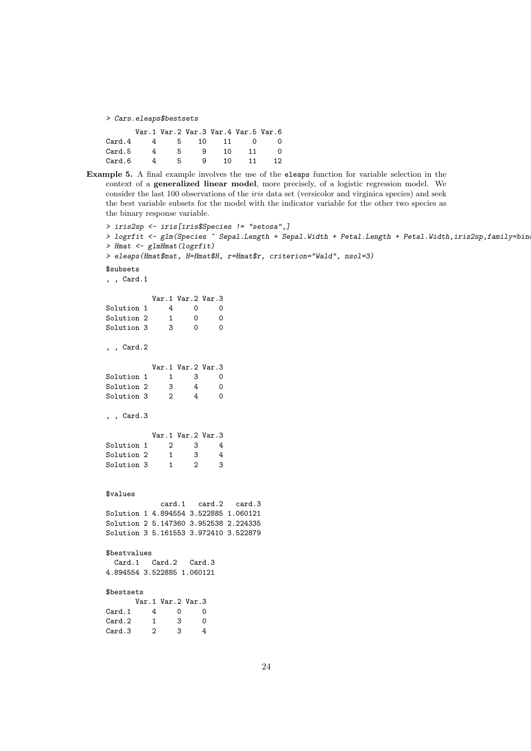```
> Cars.eleaps$bestsets
       Var.1 Var.2 Var.3 Var.4 Var.5 Var.6
Card.4     4     5    10    11     0     0
Card.5     4     5     9    10    11     0
Card.6     4     5     9    10    11    12
```

**Example 5.** A final example involves the use of the `eleaps` function for variable selection in the context of a **generalized linear model**, more precisely, of a logistic regression model. We consider the last 100 observations of the *iris* data set (versicolor and virginica species) and seek the best variable subsets for the model with the indicator variable for the other two species as the binary response variable.

```
> iris2sp <- iris[iris$Species != "setosa",]
> logrfit <- glm(Species ~ Sepal.Length + Sepal.Width + Petal.Length + Petal.Width,iris2sp,family=bin
> Hmat <- glmHmat(logrfit)
> eleaps(Hmat$mat, H=Hmat$H, r=Hmat$r, criterion="Wald", nsol=3)
$subsets
, , Card.1

           Var.1 Var.2 Var.3
Solution 1     4     0     0
Solution 2     1     0     0
Solution 3     3     0     0

, , Card.2

           Var.1 Var.2 Var.3
Solution 1     1     3     0
Solution 2     3     4     0
Solution 3     2     4     0

, , Card.3

           Var.1 Var.2 Var.3
Solution 1     2     3     4
Solution 2     1     3     4
Solution 3     1     2     3


$values
              card.1   card.2   card.3
Solution 1 4.894554 3.522885 1.060121
Solution 2 5.147360 3.952538 2.224335
Solution 3 5.161553 3.972410 3.522879

$bestvalues
  Card.1   Card.2   Card.3
4.894554 3.522885 1.060121

$bestsets
       Var.1 Var.2 Var.3
Card.1     4     0     0
Card.2     1     3     0
Card.3     2     3     4
```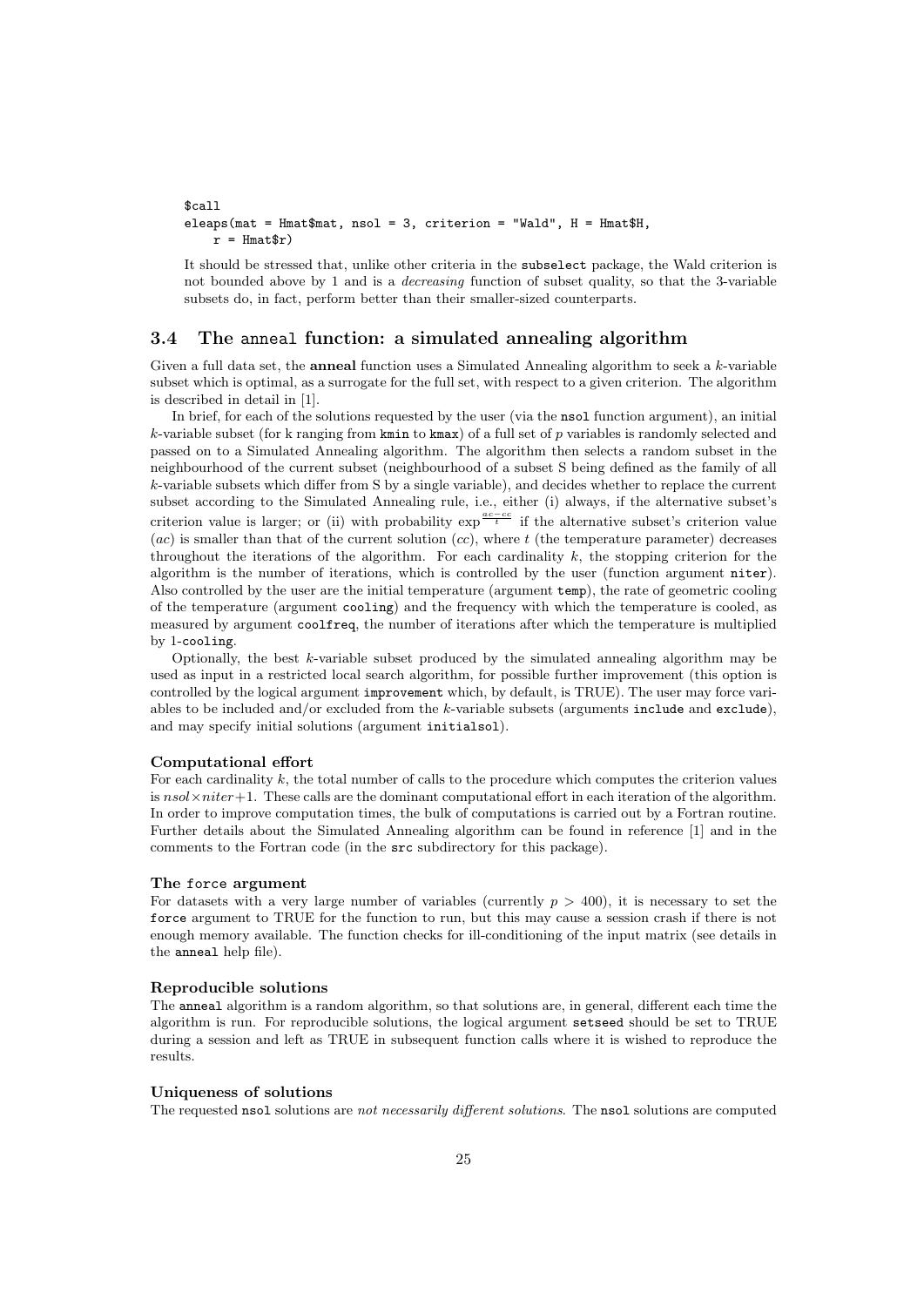```
$call
eleaps(mat = Hmat$mat, nsol = 3, criterion = "Wald", H = Hmat$H,
    r = Hmat$r)
```

It should be stressed that, unlike other criteria in the `subselect` package, the Wald criterion is not bounded above by 1 and is a *decreasing* function of subset quality, so that the 3-variable subsets do, in fact, perform better than their smaller-sized counterparts.

## 3.4 The `anneal` function: a simulated annealing algorithm

Given a full data set, the **anneal** function uses a Simulated Annealing algorithm to seek a $k$-variable subset which is optimal, as a surrogate for the full set, with respect to a given criterion. The algorithm is described in detail in [1].

In brief, for each of the solutions requested by the user (via the `nsol` function argument), an initial $k$-variable subset (for k ranging from `kmin` to `kmax`) of a full set of $p$ variables is randomly selected and passed on to a Simulated Annealing algorithm. The algorithm then selects a random subset in the neighbourhood of the current subset (neighbourhood of a subset S being defined as the family of all $k$-variable subsets which differ from S by a single variable), and decides whether to replace the current subset according to the Simulated Annealing rule, i.e., either (i) always, if the alternative subset's criterion value is larger; or (ii) with probability $\exp^{\frac{ac-cc}{t}}$ if the alternative subset's criterion value ($ac$) is smaller than that of the current solution ($cc$), where $t$ (the temperature parameter) decreases throughout the iterations of the algorithm. For each cardinality $k$, the stopping criterion for the algorithm is the number of iterations, which is controlled by the user (function argument `niter`). Also controlled by the user are the initial temperature (argument `temp`), the rate of geometric cooling of the temperature (argument `cooling`) and the frequency with which the temperature is cooled, as measured by argument `coolfreq`, the number of iterations after which the temperature is multiplied by 1-`cooling`.

Optionally, the best $k$-variable subset produced by the simulated annealing algorithm may be used as input in a restricted local search algorithm, for possible further improvement (this option is controlled by the logical argument `improvement` which, by default, is TRUE). The user may force variables to be included and/or excluded from the $k$-variable subsets (arguments `include` and `exclude`), and may specify initial solutions (argument `initialsol`).

#### Computational effort

For each cardinality $k$, the total number of calls to the procedure which computes the criterion values is $nsol \times niter + 1$. These calls are the dominant computational effort in each iteration of the algorithm. In order to improve computation times, the bulk of computations is carried out by a Fortran routine. Further details about the Simulated Annealing algorithm can be found in reference [1] and in the comments to the Fortran code (in the `src` subdirectory for this package).

#### The `force` argument

For datasets with a very large number of variables (currently $p > 400$), it is necessary to set the `force` argument to TRUE for the function to run, but this may cause a session crash if there is not enough memory available. The function checks for ill-conditioning of the input matrix (see details in the `anneal` help file).

#### Reproducible solutions

The `anneal` algorithm is a random algorithm, so that solutions are, in general, different each time the algorithm is run. For reproducible solutions, the logical argument `setseed` should be set to TRUE during a session and left as TRUE in subsequent function calls where it is wished to reproduce the results.

#### Uniqueness of solutions

The requested `nsol` solutions are *not necessarily different solutions*. The `nsol` solutions are computed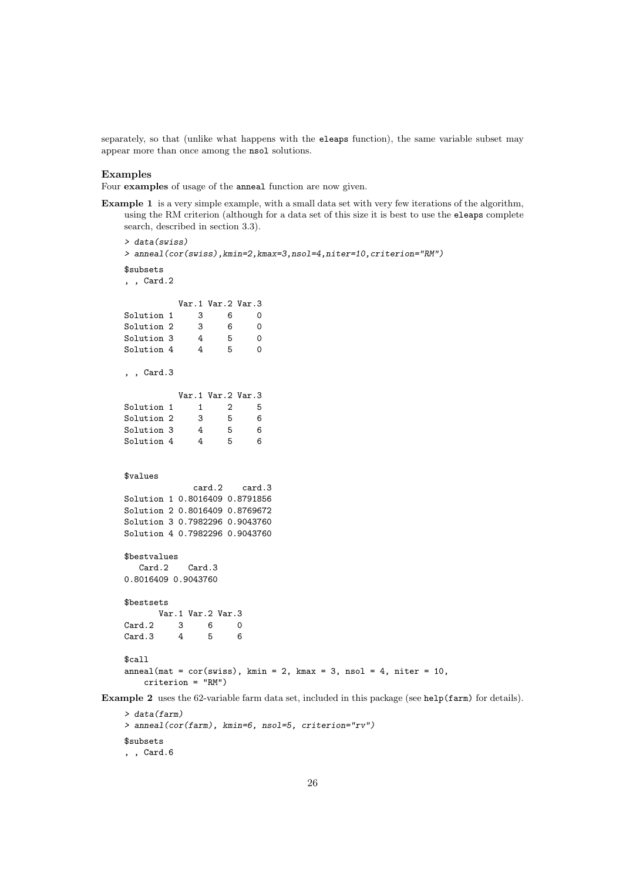separately, so that (unlike what happens with the `eleaps` function), the same variable subset may appear more than once among the `nsol` solutions.

### Examples

Four **examples** of usage of the `anneal` function are now given.

**Example 1** is a very simple example, with a small data set with very few iterations of the algorithm, using the RM criterion (although for a data set of this size it is best to use the `eleaps` complete search, described in section 3.3).

```
> data(swiss)
> anneal(cor(swiss),kmin=2,kmax=3,nsol=4,niter=10,criterion="RM")
$subsets
, , Card.2

           Var.1 Var.2 Var.3
Solution 1     3     6     0
Solution 2     3     6     0
Solution 3     4     5     0
Solution 4     4     5     0

, , Card.3

           Var.1 Var.2 Var.3
Solution 1     1     2     5
Solution 2     3     5     6
Solution 3     4     5     6
Solution 4     4     5     6


$values
              card.2    card.3
Solution 1 0.8016409 0.8791856
Solution 2 0.8016409 0.8769672
Solution 3 0.7982296 0.9043760
Solution 4 0.7982296 0.9043760

$bestvalues
   Card.2    Card.3
0.8016409 0.9043760

$bestsets
       Var.1 Var.2 Var.3
Card.2     3     6     0
Card.3     4     5     6

$call
anneal(mat = cor(swiss), kmin = 2, kmax = 3, nsol = 4, niter = 10,
    criterion = "RM")
```

**Example 2** uses the 62-variable farm data set, included in this package (see `help(farm)` for details).

```
> data(farm)
> anneal(cor(farm), kmin=6, nsol=5, criterion="rv")
$subsets
, , Card.6
```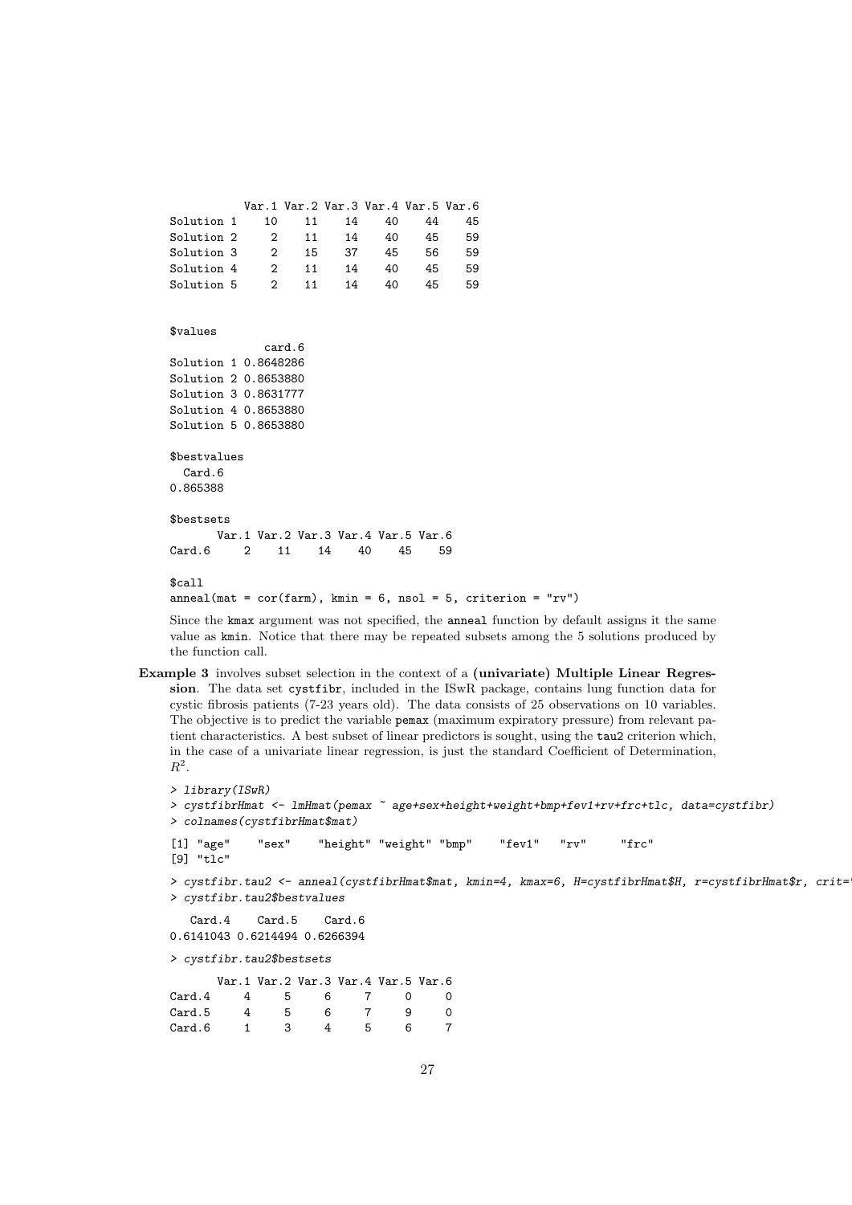```
           Var.1 Var.2 Var.3 Var.4 Var.5 Var.6
Solution 1    10    11    14    40    44    45
Solution 2     2    11    14    40    45    59
Solution 3     2    15    37    45    56    59
Solution 4     2    11    14    40    45    59
Solution 5     2    11    14    40    45    59


$values
              card.6
Solution 1 0.8648286
Solution 2 0.8653880
Solution 3 0.8631777
Solution 4 0.8653880
Solution 5 0.8653880

$bestvalues
  Card.6
0.865388

$bestsets
       Var.1 Var.2 Var.3 Var.4 Var.5 Var.6
Card.6     2    11    14    40    45    59

$call
anneal(mat = cor(farm), kmin = 6, nsol = 5, criterion = "rv")
```

Since the kmax argument was not specified, the anneal function by default assigns it the same value as kmin. Notice that there may be repeated subsets among the 5 solutions produced by the function call.

**Example 3** involves subset selection in the context of a **(univariate) Multiple Linear Regression**. The data set cystfibr, included in the ISwR package, contains lung function data for cystic fibrosis patients (7-23 years old). The data consists of 25 observations on 10 variables. The objective is to predict the variable pemax (maximum expiratory pressure) from relevant patient characteristics. A best subset of linear predictors is sought, using the tau2 criterion which, in the case of a univariate linear regression, is just the standard Coefficient of Determination, $R^2$.

```
> library(ISwR)
> cystfibrHmat <- lmHmat(pemax ~ age+sex+height+weight+bmp+fev1+rv+frc+tlc, data=cystfibr)
> colnames(cystfibrHmat$mat)

[1] "age"    "sex"    "height" "weight" "bmp"    "fev1"   "rv"     "frc"
[9] "tlc"

> cystfibr.tau2 <- anneal(cystfibrHmat$mat, kmin=4, kmax=6, H=cystfibrHmat$H, r=cystfibrHmat$r, crit=
> cystfibr.tau2$bestvalues

   Card.4    Card.5    Card.6
0.6141043 0.6214494 0.6266394

> cystfibr.tau2$bestsets

       Var.1 Var.2 Var.3 Var.4 Var.5 Var.6
Card.4     4     5     6     7     0     0
Card.5     4     5     6     7     9     0
Card.6     1     3     4     5     6     7
```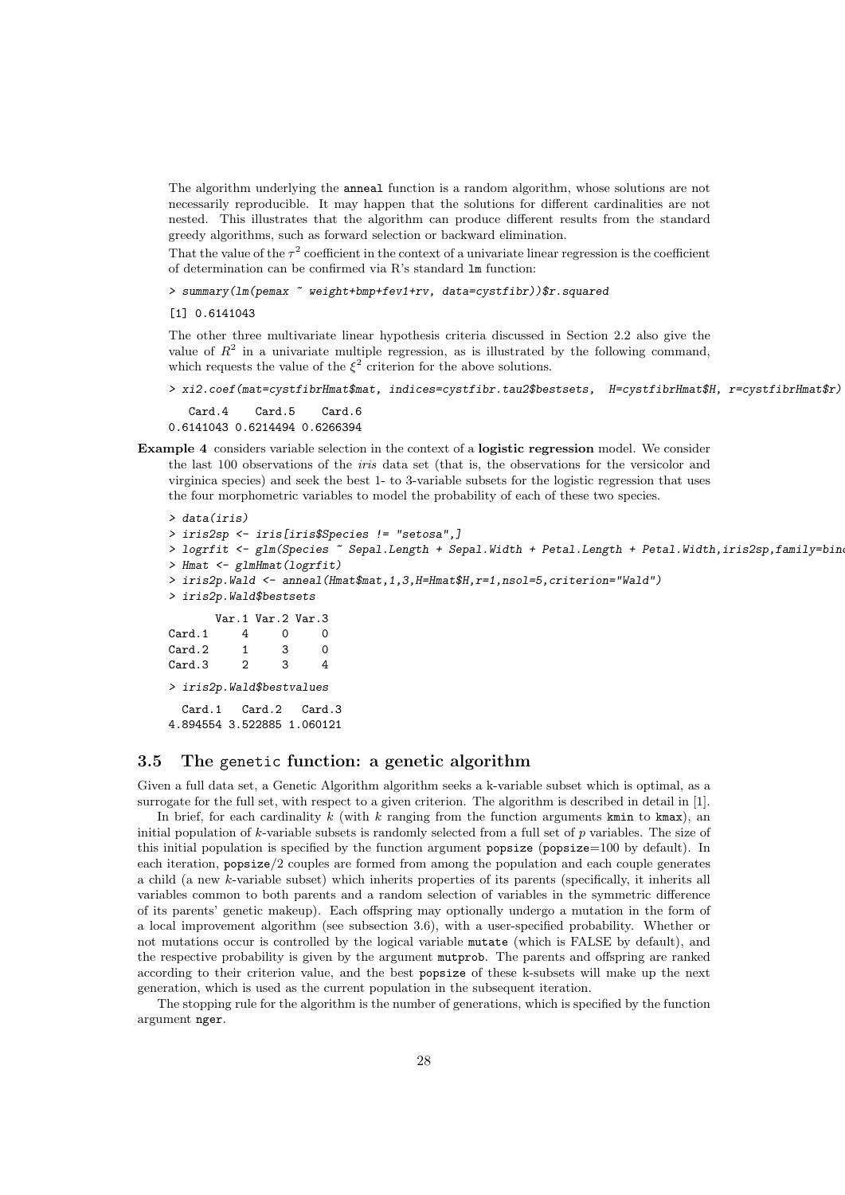The algorithm underlying the `anneal` function is a random algorithm, whose solutions are not necessarily reproducible. It may happen that the solutions for different cardinalities are not nested. This illustrates that the algorithm can produce different results from the standard greedy algorithms, such as forward selection or backward elimination.

That the value of the $\tau^2$ coefficient in the context of a univariate linear regression is the coefficient of determination can be confirmed via R's standard `lm` function:

```
> summary(lm(pemax ~ weight+bmp+fev1+rv, data=cystfibr))$r.squared

[1] 0.6141043
```

The other three multivariate linear hypothesis criteria discussed in Section 2.2 also give the value of $R^2$ in a univariate multiple regression, as is illustrated by the following command, which requests the value of the $\xi^2$ criterion for the above solutions.

```
> xi2.coef(mat=cystfibrHmat$mat, indices=cystfibr.tau2$bestsets,  H=cystfibrHmat$H, r=cystfibrHmat$r)

   Card.4    Card.5    Card.6
0.6141043 0.6214494 0.6266394
```

**Example 4** considers variable selection in the context of a **logistic regression** model. We consider the last 100 observations of the *iris* data set (that is, the observations for the versicolor and virginica species) and seek the best 1- to 3-variable subsets for the logistic regression that uses the four morphometric variables to model the probability of each of these two species.

```
> data(iris)
> iris2sp <- iris[iris$Species != "setosa",]
> logrfit <- glm(Species ~ Sepal.Length + Sepal.Width + Petal.Length + Petal.Width,iris2sp,family=bin
> Hmat <- glmHmat(logrfit)
> iris2p.Wald <- anneal(Hmat$mat,1,3,H=Hmat$H,r=1,nsol=5,criterion="Wald")
> iris2p.Wald$bestsets

       Var.1 Var.2 Var.3
Card.1     4     0     0
Card.2     1     3     0
Card.3     2     3     4

> iris2p.Wald$bestvalues

  Card.1   Card.2   Card.3
4.894554 3.522885 1.060121
```

### 3.5 The `genetic` function: a genetic algorithm

Given a full data set, a Genetic Algorithm algorithm seeks a k-variable subset which is optimal, as a surrogate for the full set, with respect to a given criterion. The algorithm is described in detail in [1].

In brief, for each cardinality $k$ (with $k$ ranging from the function arguments `kmin` to `kmax`), an initial population of $k$-variable subsets is randomly selected from a full set of $p$ variables. The size of this initial population is specified by the function argument `popsize` (`popsize`=100 by default). In each iteration, `popsize`/2 couples are formed from among the population and each couple generates a child (a new $k$-variable subset) which inherits properties of its parents (specifically, it inherits all variables common to both parents and a random selection of variables in the symmetric difference of its parents' genetic makeup). Each offspring may optionally undergo a mutation in the form of a local improvement algorithm (see subsection 3.6), with a user-specified probability. Whether or not mutations occur is controlled by the logical variable `mutate` (which is FALSE by default), and the respective probability is given by the argument `mutprob`. The parents and offspring are ranked according to their criterion value, and the best `popsize` of these k-subsets will make up the next generation, which is used as the current population in the subsequent iteration.

The stopping rule for the algorithm is the number of generations, which is specified by the function argument `nger`.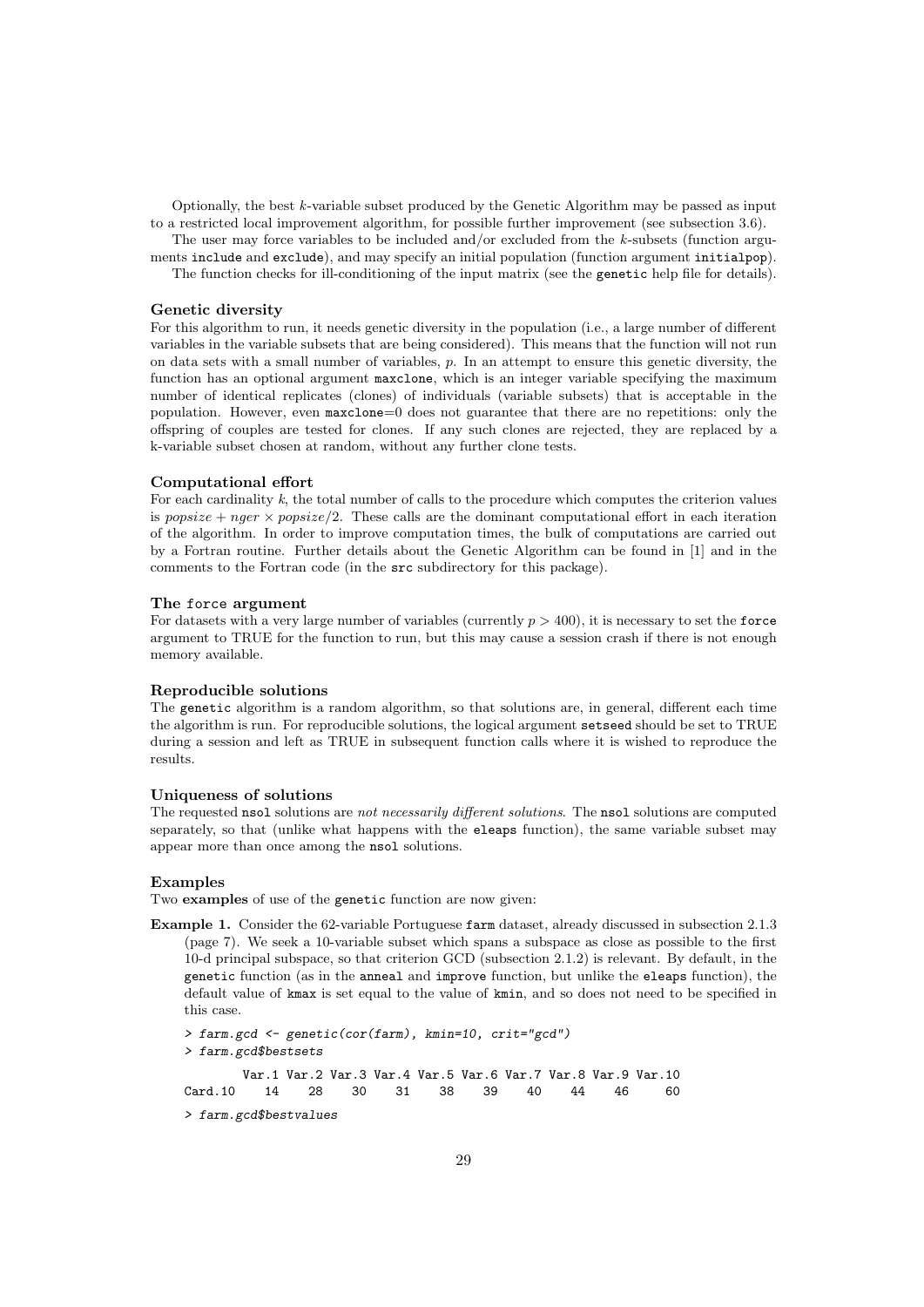Optionally, the best $k$-variable subset produced by the Genetic Algorithm may be passed as input to a restricted local improvement algorithm, for possible further improvement (see subsection 3.6).

The user may force variables to be included and/or excluded from the $k$-subsets (function arguments `include` and `exclude`), and may specify an initial population (function argument `initialpop`).

The function checks for ill-conditioning of the input matrix (see the `genetic` help file for details).

#### Genetic diversity

For this algorithm to run, it needs genetic diversity in the population (i.e., a large number of different variables in the variable subsets that are being considered). This means that the function will not run on data sets with a small number of variables, $p$. In an attempt to ensure this genetic diversity, the function has an optional argument `maxclone`, which is an integer variable specifying the maximum number of identical replicates (clones) of individuals (variable subsets) that is acceptable in the population. However, even `maxclone`=0 does not guarantee that there are no repetitions: only the offspring of couples are tested for clones. If any such clones are rejected, they are replaced by a k-variable subset chosen at random, without any further clone tests.

#### Computational effort

For each cardinality $k$, the total number of calls to the procedure which computes the criterion values is $popsize + nger \times popsize/2$. These calls are the dominant computational effort in each iteration of the algorithm. In order to improve computation times, the bulk of computations are carried out by a Fortran routine. Further details about the Genetic Algorithm can be found in [1] and in the comments to the Fortran code (in the `src` subdirectory for this package).

#### The `force` argument

For datasets with a very large number of variables (currently $p > 400$), it is necessary to set the `force` argument to TRUE for the function to run, but this may cause a session crash if there is not enough memory available.

#### Reproducible solutions

The `genetic` algorithm is a random algorithm, so that solutions are, in general, different each time the algorithm is run. For reproducible solutions, the logical argument `setseed` should be set to TRUE during a session and left as TRUE in subsequent function calls where it is wished to reproduce the results.

#### Uniqueness of solutions

The requested `nsol` solutions are *not necessarily different solutions*. The `nsol` solutions are computed separately, so that (unlike what happens with the `eleaps` function), the same variable subset may appear more than once among the `nsol` solutions.

#### Examples

Two **examples** of use of the `genetic` function are now given:

**Example 1.** Consider the 62-variable Portuguese `farm` dataset, already discussed in subsection 2.1.3 (page 7). We seek a 10-variable subset which spans a subspace as close as possible to the first 10-d principal subspace, so that criterion GCD (subsection 2.1.2) is relevant. By default, in the `genetic` function (as in the `anneal` and `improve` function, but unlike the `eleaps` function), the default value of `kmax` is set equal to the value of `kmin`, and so does not need to be specified in this case.

```
> farm.gcd <- genetic(cor(farm), kmin=10, crit="gcd")
> farm.gcd$bestsets

        Var.1 Var.2 Var.3 Var.4 Var.5 Var.6 Var.7 Var.8 Var.9 Var.10
Card.10    14    28    30    31    38    39    40    44    46     60

> farm.gcd$bestvalues
```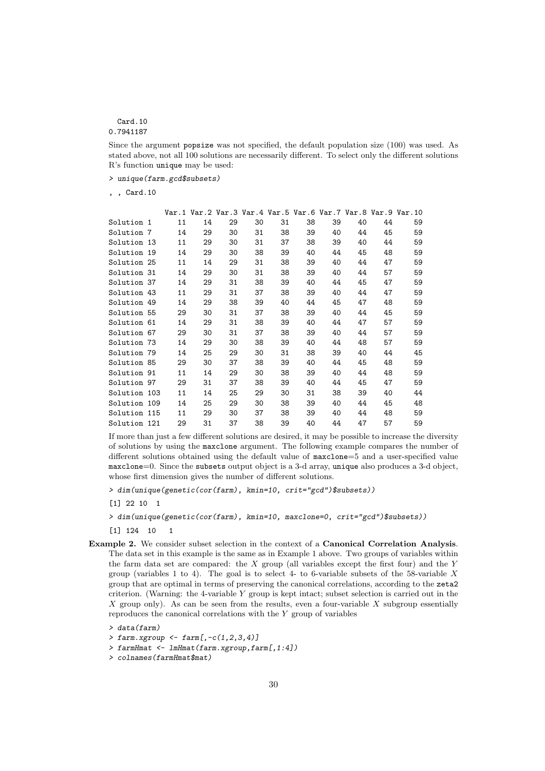```
  Card.10
0.7941187
```

Since the argument `popsize` was not specified, the default population size (100) was used. As stated above, not all 100 solutions are necessarily different. To select only the different solutions R's function `unique` may be used:

```
> unique(farm.gcd$subsets)

, , Card.10

             Var.1 Var.2 Var.3 Var.4 Var.5 Var.6 Var.7 Var.8 Var.9 Var.10
Solution 1      11    14    29    30    31    38    39    40    44     59
Solution 7      14    29    30    31    38    39    40    44    45     59
Solution 13     11    29    30    31    37    38    39    40    44     59
Solution 19     14    29    30    38    39    40    44    45    48     59
Solution 25     11    14    29    31    38    39    40    44    47     59
Solution 31     14    29    30    31    38    39    40    44    57     59
Solution 37     14    29    31    38    39    40    44    45    47     59
Solution 43     11    29    31    37    38    39    40    44    47     59
Solution 49     14    29    38    39    40    44    45    47    48     59
Solution 55     29    30    31    37    38    39    40    44    45     59
Solution 61     14    29    31    38    39    40    44    47    57     59
Solution 67     29    30    31    37    38    39    40    44    57     59
Solution 73     14    29    30    38    39    40    44    48    57     59
Solution 79     14    25    29    30    31    38    39    40    44     45
Solution 85     29    30    37    38    39    40    44    45    48     59
Solution 91     11    14    29    30    38    39    40    44    48     59
Solution 97     29    31    37    38    39    40    44    45    47     59
Solution 103    11    14    25    29    30    31    38    39    40     44
Solution 109    14    25    29    30    38    39    40    44    45     48
Solution 115    11    29    30    37    38    39    40    44    48     59
Solution 121    29    31    37    38    39    40    44    47    57     59
```

If more than just a few different solutions are desired, it may be possible to increase the diversity of solutions by using the `maxclone` argument. The following example compares the number of different solutions obtained using the default value of `maxclone`=5 and a user-specified value `maxclone`=0. Since the `subsets` output object is a 3-d array, `unique` also produces a 3-d object, whose first dimension gives the number of different solutions.

```
> dim(unique(genetic(cor(farm), kmin=10, crit="gcd")$subsets))
[1] 22 10  1
> dim(unique(genetic(cor(farm), kmin=10, maxclone=0, crit="gcd")$subsets))
[1] 124  10   1
```

**Example 2.** We consider subset selection in the context of a **Canonical Correlation Analysis**. The data set in this example is the same as in Example 1 above. Two groups of variables within the farm data set are compared: the $X$ group (all variables except the first four) and the $Y$ group (variables 1 to 4). The goal is to select 4- to 6-variable subsets of the 58-variable $X$ group that are optimal in terms of preserving the canonical correlations, according to the `zeta2` criterion. (Warning: the 4-variable $Y$ group is kept intact; subset selection is carried out in the $X$ group only). As can be seen from the results, even a four-variable $X$ subgroup essentially reproduces the canonical correlations with the $Y$ group of variables

```
> data(farm)
> farm.xgroup <- farm[,-c(1,2,3,4)]
> farmHmat <- lmHmat(farm.xgroup,farm[,1:4])
> colnames(farmHmat$mat)
```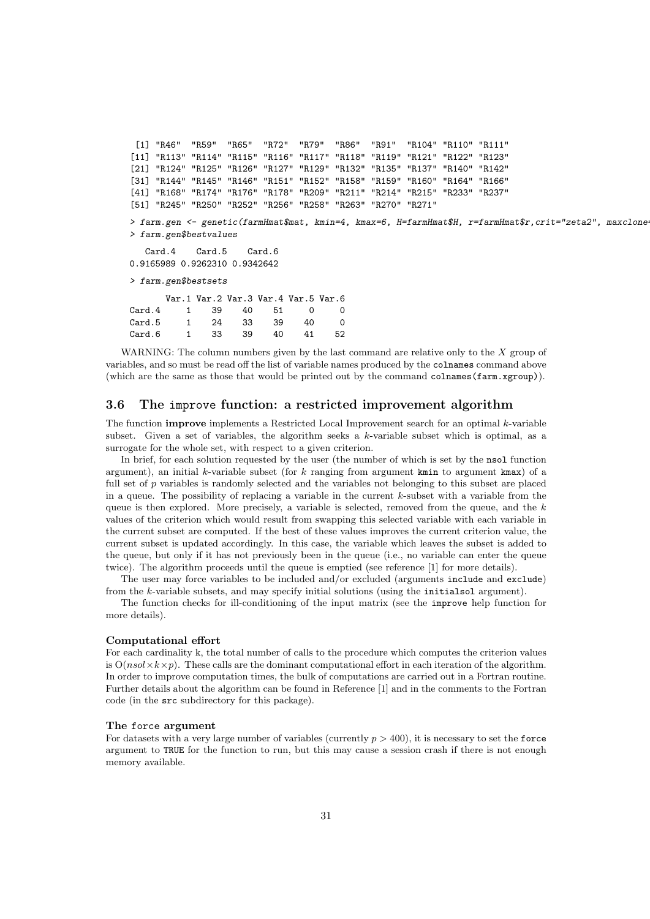```
 [1] "R46"  "R59"  "R65"  "R72"  "R79"  "R86"  "R91"  "R104" "R110" "R111"
[11] "R113" "R114" "R115" "R116" "R117" "R118" "R119" "R121" "R122" "R123"
[21] "R124" "R125" "R126" "R127" "R129" "R132" "R135" "R137" "R140" "R142"
[31] "R144" "R145" "R146" "R151" "R152" "R158" "R159" "R160" "R164" "R166"
[41] "R168" "R174" "R176" "R178" "R209" "R211" "R214" "R215" "R233" "R237"
[51] "R245" "R250" "R252" "R256" "R258" "R263" "R270" "R271"
```

```
> farm.gen <- genetic(farmHmat$mat, kmin=4, kmax=6, H=farmHmat$H, r=farmHmat$r,crit="zeta2", maxclone=
> farm.gen$bestvalues
```

```
   Card.4    Card.5    Card.6
0.9165989 0.9262310 0.9342642
```

```
> farm.gen$bestsets
```

```
       Var.1 Var.2 Var.3 Var.4 Var.5 Var.6
Card.4     1    39    40    51     0     0
Card.5     1    24    33    39    40     0
Card.6     1    33    39    40    41    52
```

WARNING: The column numbers given by the last command are relative only to the $X$ group of variables, and so must be read off the list of variable names produced by the `colnames` command above (which are the same as those that would be printed out by the command `colnames(farm.xgroup)`).

## 3.6 The `improve` function: a restricted improvement algorithm

The function **improve** implements a Restricted Local Improvement search for an optimal $k$-variable subset. Given a set of variables, the algorithm seeks a $k$-variable subset which is optimal, as a surrogate for the whole set, with respect to a given criterion.

In brief, for each solution requested by the user (the number of which is set by the `nsol` function argument), an initial $k$-variable subset (for $k$ ranging from argument `kmin` to argument `kmax`) of a full set of $p$ variables is randomly selected and the variables not belonging to this subset are placed in a queue. The possibility of replacing a variable in the current $k$-subset with a variable from the queue is then explored. More precisely, a variable is selected, removed from the queue, and the $k$ values of the criterion which would result from swapping this selected variable with each variable in the current subset are computed. If the best of these values improves the current criterion value, the current subset is updated accordingly. In this case, the variable which leaves the subset is added to the queue, but only if it has not previously been in the queue (i.e., no variable can enter the queue twice). The algorithm proceeds until the queue is emptied (see reference [1] for more details).

The user may force variables to be included and/or excluded (arguments `include` and `exclude`) from the $k$-variable subsets, and may specify initial solutions (using the `initialsol` argument).

The function checks for ill-conditioning of the input matrix (see the `improve` help function for more details).

### Computational effort

For each cardinality k, the total number of calls to the procedure which computes the criterion values is $O(nsol \times k \times p)$. These calls are the dominant computational effort in each iteration of the algorithm. In order to improve computation times, the bulk of computations are carried out in a Fortran routine. Further details about the algorithm can be found in Reference [1] and in the comments to the Fortran code (in the `src` subdirectory for this package).

### The `force` argument

For datasets with a very large number of variables (currently $p > 400$), it is necessary to set the `force` argument to `TRUE` for the function to run, but this may cause a session crash if there is not enough memory available.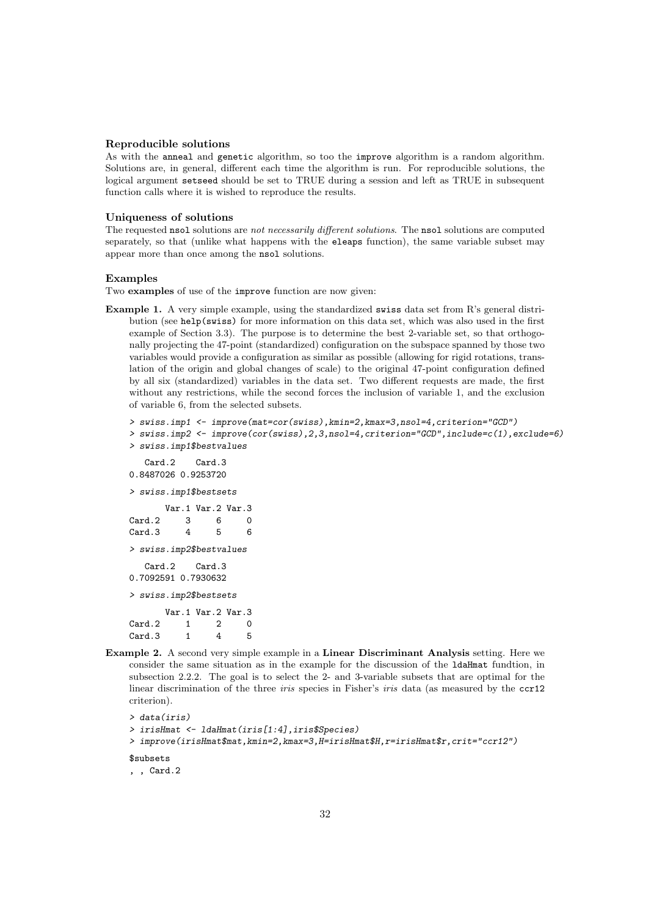### Reproducible solutions

As with the `anneal` and `genetic` algorithm, so too the `improve` algorithm is a random algorithm. Solutions are, in general, different each time the algorithm is run. For reproducible solutions, the logical argument `setseed` should be set to TRUE during a session and left as TRUE in subsequent function calls where it is wished to reproduce the results.

### Uniqueness of solutions

The requested `nsol` solutions are *not necessarily different solutions*. The `nsol` solutions are computed separately, so that (unlike what happens with the `eleaps` function), the same variable subset may appear more than once among the `nsol` solutions.

### Examples

Two **examples** of use of the `improve` function are now given:

**Example 1.** A very simple example, using the standardized `swiss` data set from R's general distribution (see `help(swiss)` for more information on this data set, which was also used in the first example of Section 3.3). The purpose is to determine the best 2-variable set, so that orthogonally projecting the 47-point (standardized) configuration on the subspace spanned by those two variables would provide a configuration as similar as possible (allowing for rigid rotations, translation of the origin and global changes of scale) to the original 47-point configuration defined by all six (standardized) variables in the data set. Two different requests are made, the first without any restrictions, while the second forces the inclusion of variable 1, and the exclusion of variable 6, from the selected subsets.

```
> swiss.imp1 <- improve(mat=cor(swiss),kmin=2,kmax=3,nsol=4,criterion="GCD")
> swiss.imp2 <- improve(cor(swiss),2,3,nsol=4,criterion="GCD",include=c(1),exclude=6)
> swiss.imp1$bestvalues

   Card.2    Card.3
0.8487026 0.9253720

> swiss.imp1$bestsets

       Var.1 Var.2 Var.3
Card.2     3     6     0
Card.3     4     5     6

> swiss.imp2$bestvalues

   Card.2    Card.3
0.7092591 0.7930632

> swiss.imp2$bestsets

       Var.1 Var.2 Var.3
Card.2     1     2     0
Card.3     1     4     5
```

**Example 2.** A second very simple example in a **Linear Discriminant Analysis** setting. Here we consider the same situation as in the example for the discussion of the `ldaHmat` fundtion, in subsection 2.2.2. The goal is to select the 2- and 3-variable subsets that are optimal for the linear discrimination of the three *iris* species in Fisher's *iris* data (as measured by the `ccr12` criterion).

```
> data(iris)
> irisHmat <- ldaHmat(iris[1:4],iris$Species)
> improve(irisHmat$mat,kmin=2,kmax=3,H=irisHmat$H,r=irisHmat$r,crit="ccr12")

$subsets
, , Card.2
```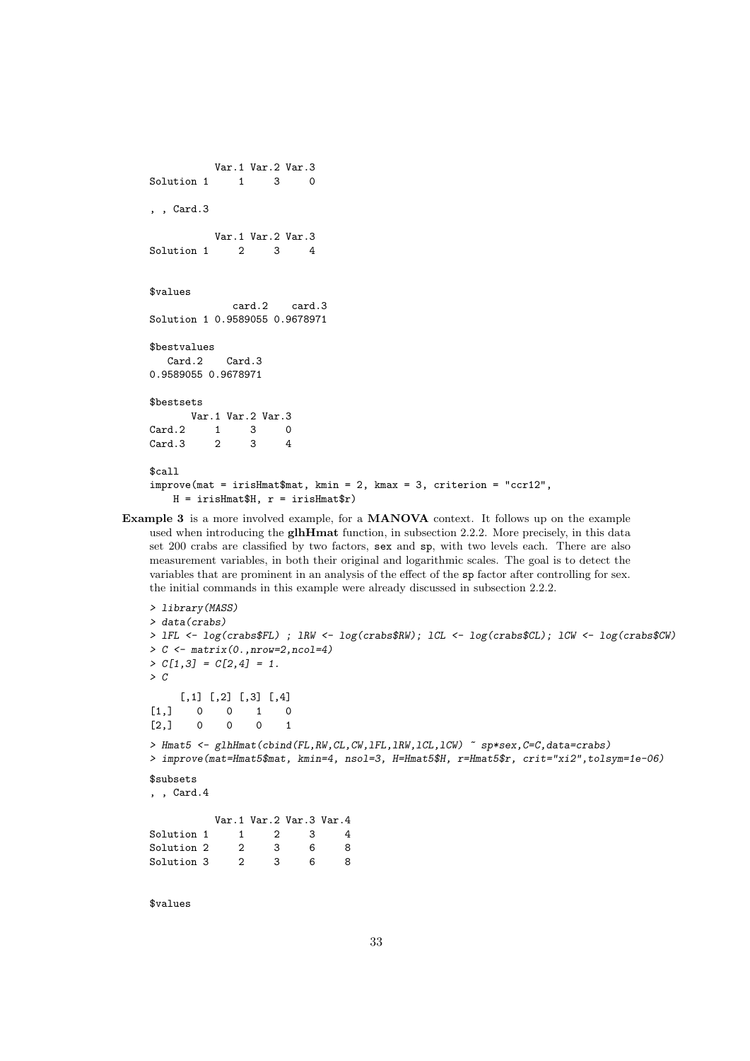```
           Var.1 Var.2 Var.3
Solution 1     1     3     0

, , Card.3

           Var.1 Var.2 Var.3
Solution 1     2     3     4


$values
              card.2    card.3
Solution 1 0.9589055 0.9678971

$bestvalues
   Card.2    Card.3
0.9589055 0.9678971

$bestsets
       Var.1 Var.2 Var.3
Card.2     1     3     0
Card.3     2     3     4

$call
improve(mat = irisHmat$mat, kmin = 2, kmax = 3, criterion = "ccr12",
    H = irisHmat$H, r = irisHmat$r)
```

**Example 3** is a more involved example, for a **MANOVA** context. It follows up on the example used when introducing the **glhHmat** function, in subsection 2.2.2. More precisely, in this data set 200 crabs are classified by two factors, `sex` and `sp`, with two levels each. There are also measurement variables, in both their original and logarithmic scales. The goal is to detect the variables that are prominent in an analysis of the effect of the `sp` factor after controlling for sex. the initial commands in this example were already discussed in subsection 2.2.2.

```
> library(MASS)
> data(crabs)
> lFL <- log(crabs$FL) ; lRW <- log(crabs$RW); lCL <- log(crabs$CL); lCW <- log(crabs$CW)
> C <- matrix(0.,nrow=2,ncol=4)
> C[1,3] = C[2,4] = 1.
> C

     [,1] [,2] [,3] [,4]
[1,]    0    0    1    0
[2,]    0    0    0    1

> Hmat5 <- glhHmat(cbind(FL,RW,CL,CW,lFL,lRW,lCL,lCW) ~ sp*sex,C=C,data=crabs)
> improve(mat=Hmat5$mat, kmin=4, nsol=3, H=Hmat5$H, r=Hmat5$r, crit="xi2",tolsym=1e-06)

$subsets
, , Card.4

           Var.1 Var.2 Var.3 Var.4
Solution 1     1     2     3     4
Solution 2     2     3     6     8
Solution 3     2     3     6     8


$values
```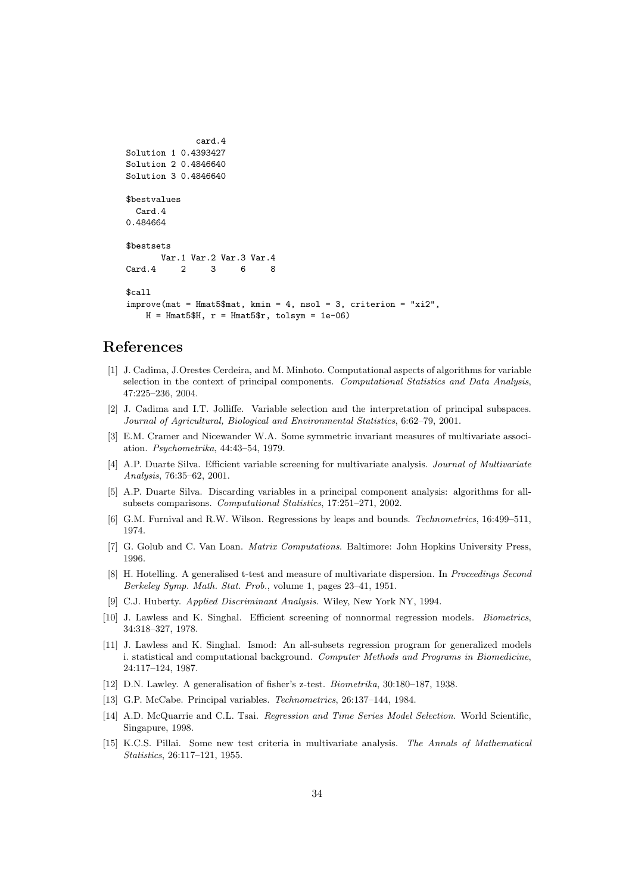```
              card.4
Solution 1 0.4393427
Solution 2 0.4846640
Solution 3 0.4846640

$bestvalues
  Card.4
0.484664

$bestsets
       Var.1 Var.2 Var.3 Var.4
Card.4     2     3     6     8

$call
improve(mat = Hmat5$mat, kmin = 4, nsol = 3, criterion = "xi2",
    H = Hmat5$H, r = Hmat5$r, tolsym = 1e-06)
```

# References

[1] J. Cadima, J.Orestes Cerdeira, and M. Minhoto. Computational aspects of algorithms for variable selection in the context of principal components. *Computational Statistics and Data Analysis*, 47:225–236, 2004.

[2] J. Cadima and I.T. Jolliffe. Variable selection and the interpretation of principal subspaces. *Journal of Agricultural, Biological and Environmental Statistics*, 6:62–79, 2001.

[3] E.M. Cramer and Nicewander W.A. Some symmetric invariant measures of multivariate association. *Psychometrika*, 44:43–54, 1979.

[4] A.P. Duarte Silva. Efficient variable screening for multivariate analysis. *Journal of Multivariate Analysis*, 76:35–62, 2001.

[5] A.P. Duarte Silva. Discarding variables in a principal component analysis: algorithms for all-subsets comparisons. *Computational Statistics*, 17:251–271, 2002.

[6] G.M. Furnival and R.W. Wilson. Regressions by leaps and bounds. *Technometrics*, 16:499–511, 1974.

[7] G. Golub and C. Van Loan. *Matrix Computations*. Baltimore: John Hopkins University Press, 1996.

[8] H. Hotelling. A generalised t-test and measure of multivariate dispersion. In *Proceedings Second Berkeley Symp. Math. Stat. Prob.*, volume 1, pages 23–41, 1951.

[9] C.J. Huberty. *Applied Discriminant Analysis*. Wiley, New York NY, 1994.

[10] J. Lawless and K. Singhal. Efficient screening of nonnormal regression models. *Biometrics*, 34:318–327, 1978.

[11] J. Lawless and K. Singhal. Ismod: An all-subsets regression program for generalized models i. statistical and computational background. *Computer Methods and Programs in Biomedicine*, 24:117–124, 1987.

[12] D.N. Lawley. A generalisation of fisher's z-test. *Biometrika*, 30:180–187, 1938.

[13] G.P. McCabe. Principal variables. *Technometrics*, 26:137–144, 1984.

[14] A.D. McQuarrie and C.L. Tsai. *Regression and Time Series Model Selection*. World Scientific, Singapure, 1998.

[15] K.C.S. Pillai. Some new test criteria in multivariate analysis. *The Annals of Mathematical Statistics*, 26:117–121, 1955.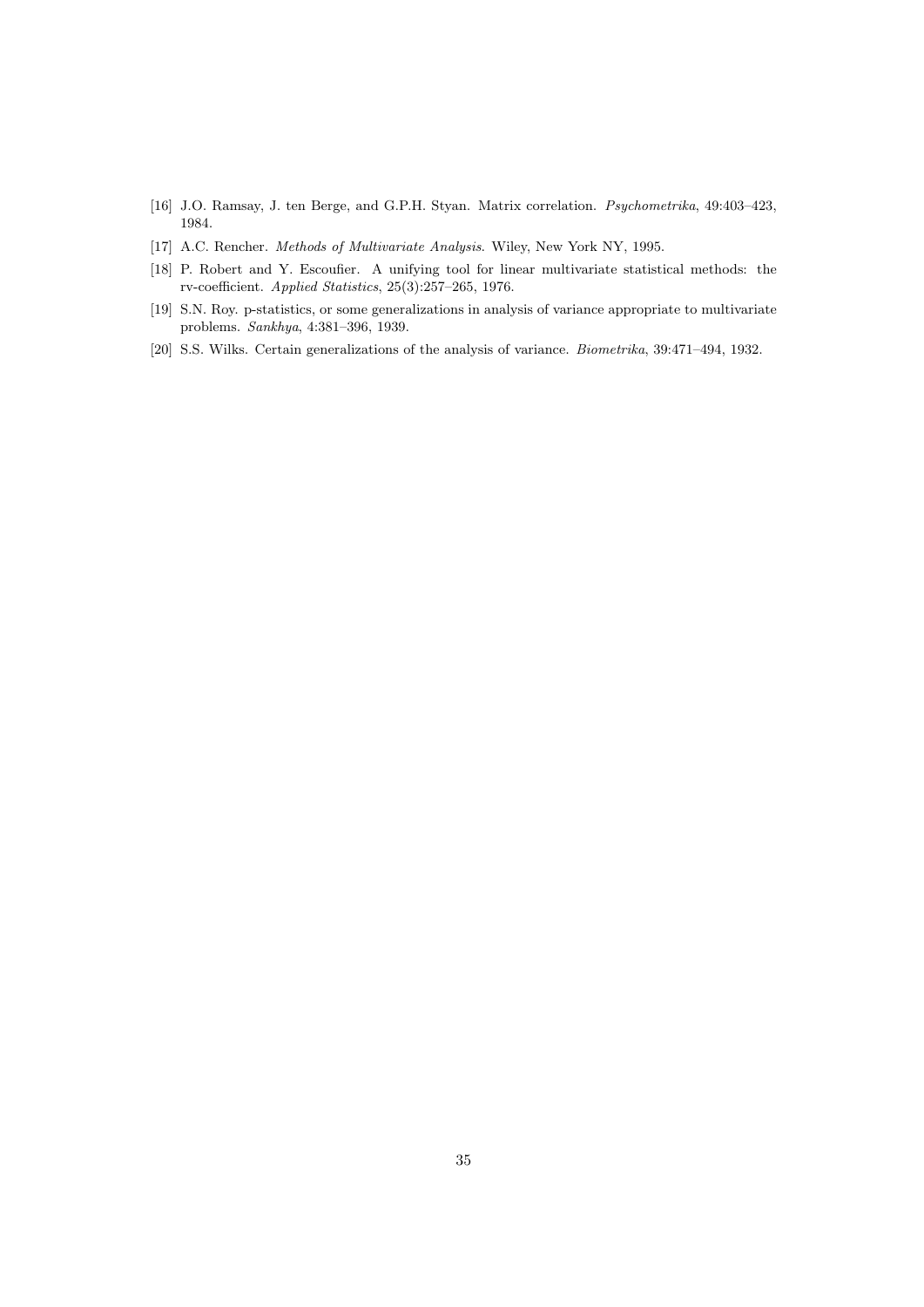[16] J.O. Ramsay, J. ten Berge, and G.P.H. Styan. Matrix correlation. *Psychometrika*, 49:403–423, 1984.

[17] A.C. Rencher. *Methods of Multivariate Analysis*. Wiley, New York NY, 1995.

[18] P. Robert and Y. Escoufier. A unifying tool for linear multivariate statistical methods: the rv-coefficient. *Applied Statistics*, 25(3):257–265, 1976.

[19] S.N. Roy. p-statistics, or some generalizations in analysis of variance appropriate to multivariate problems. *Sankhya*, 4:381–396, 1939.

[20] S.S. Wilks. Certain generalizations of the analysis of variance. *Biometrika*, 39:471–494, 1932.